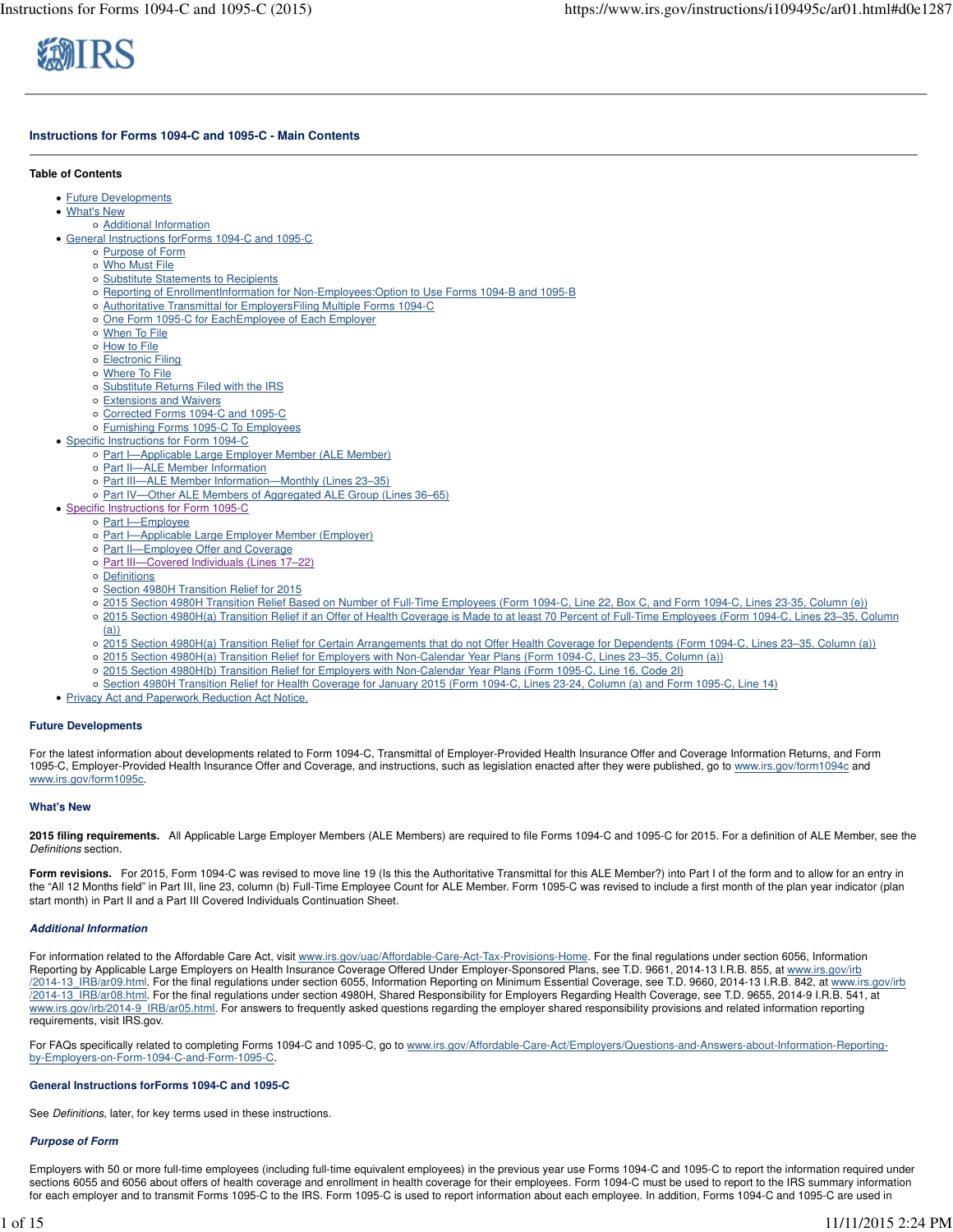# Instructions for Forms 1094-C and 1095-C - Main Contents

**Table of Contents**

- Future Developments
- What's New
  - Additional Information
- General Instructions forForms 1094-C and 1095-C
  - Purpose of Form
  - Who Must File
  - Substitute Statements to Recipients
  - Reporting of EnrollmentInformation for Non-Employees:Option to Use Forms 1094-B and 1095-B
  - Authoritative Transmittal for EmployersFiling Multiple Forms 1094-C
  - One Form 1095-C for EachEmployee of Each Employer
  - When To File
  - How to File
  - Electronic Filing
  - Where To File
  - Substitute Returns Filed with the IRS
  - Extensions and Waivers
  - Corrected Forms 1094-C and 1095-C
  - Furnishing Forms 1095-C To Employees
- Specific Instructions for Form 1094-C
  - Part I—Applicable Large Employer Member (ALE Member)
  - Part II—ALE Member Information
  - Part III—ALE Member Information—Monthly (Lines 23–35)
  - Part IV—Other ALE Members of Aggregated ALE Group (Lines 36–65)
- Specific Instructions for Form 1095-C
  - Part I—Employee
  - Part I—Applicable Large Employer Member (Employer)
  - Part II—Employee Offer and Coverage
  - Part III—Covered Individuals (Lines 17–22)
  - Definitions
  - Section 4980H Transition Relief for 2015
  - 2015 Section 4980H Transition Relief Based on Number of Full-Time Employees (Form 1094-C, Line 22, Box C, and Form 1094-C, Lines 23-35, Column (e))
  - 2015 Section 4980H(a) Transition Relief if an Offer of Health Coverage is Made to at least 70 Percent of Full-Time Employees (Form 1094-C, Lines 23–35, Column (a))
  - 2015 Section 4980H(a) Transition Relief for Certain Arrangements that do not Offer Health Coverage for Dependents (Form 1094-C, Lines 23–35, Column (a))
  - 2015 Section 4980H(a) Transition Relief for Employers with Non-Calendar Year Plans (Form 1094-C, Lines 23–35, Column (a))
  - 2015 Section 4980H(b) Transition Relief for Employers with Non-Calendar Year Plans (Form 1095-C, Line 16, Code 2I)
  - Section 4980H Transition Relief for Health Coverage for January 2015 (Form 1094-C, Lines 23-24, Column (a) and Form 1095-C, Line 14)
- Privacy Act and Paperwork Reduction Act Notice.

## Future Developments

For the latest information about developments related to Form 1094-C, Transmittal of Employer-Provided Health Insurance Offer and Coverage Information Returns, and Form 1095-C, Employer-Provided Health Insurance Offer and Coverage, and instructions, such as legislation enacted after they were published, go to www.irs.gov/form1094c and www.irs.gov/form1095c.

## What's New

**2015 filing requirements.** All Applicable Large Employer Members (ALE Members) are required to file Forms 1094-C and 1095-C for 2015. For a definition of ALE Member, see the *Definitions* section.

**Form revisions.** For 2015, Form 1094-C was revised to move line 19 (Is this the Authoritative Transmittal for this ALE Member?) into Part I of the form and to allow for an entry in the "All 12 Months field" in Part III, line 23, column (b) Full-Time Employee Count for ALE Member. Form 1095-C was revised to include a first month of the plan year indicator (plan start month) in Part II and a Part III Covered Individuals Continuation Sheet.

### *Additional Information*

For information related to the Affordable Care Act, visit www.irs.gov/uac/Affordable-Care-Act-Tax-Provisions-Home. For the final regulations under section 6056, Information Reporting by Applicable Large Employers on Health Insurance Coverage Offered Under Employer-Sponsored Plans, see T.D. 9661, 2014-13 I.R.B. 855, at www.irs.gov/irb/2014-13_IRB/ar09.html. For the final regulations under section 6055, Information Reporting on Minimum Essential Coverage, see T.D. 9660, 2014-13 I.R.B. 842, at www.irs.gov/irb/2014-13_IRB/ar08.html. For the final regulations under section 4980H, Shared Responsibility for Employers Regarding Health Coverage, see T.D. 9655, 2014-9 I.R.B. 541, at www.irs.gov/irb/2014-9_IRB/ar05.html. For answers to frequently asked questions regarding the employer shared responsibility provisions and related information reporting requirements, visit IRS.gov.

For FAQs specifically related to completing Forms 1094-C and 1095-C, go to www.irs.gov/Affordable-Care-Act/Employers/Questions-and-Answers-about-Information-Reporting-by-Employers-on-Form-1094-C-and-Form-1095-C.

## General Instructions forForms 1094-C and 1095-C

See *Definitions*, later, for key terms used in these instructions.

### *Purpose of Form*

Employers with 50 or more full-time employees (including full-time equivalent employees) in the previous year use Forms 1094-C and 1095-C to report the information required under sections 6055 and 6056 about offers of health coverage and enrollment in health coverage for their employees. Form 1094-C must be used to report to the IRS summary information for each employer and to transmit Forms 1095-C to the IRS. Form 1095-C is used to report information about each employee. In addition, Forms 1094-C and 1095-C are used in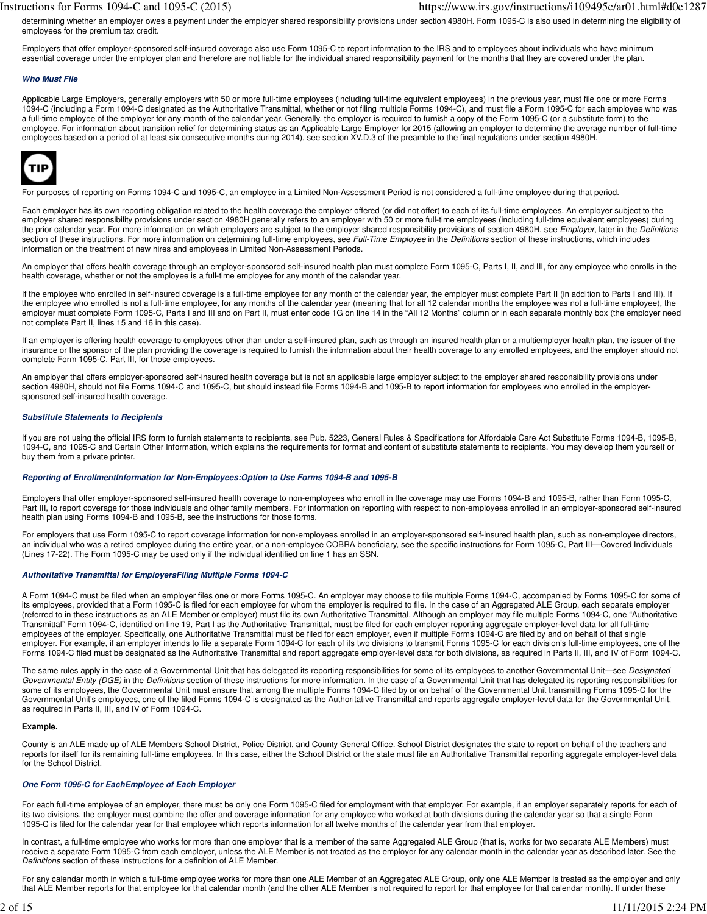determining whether an employer owes a payment under the employer shared responsibility provisions under section 4980H. Form 1095-C is also used in determining the eligibility of employees for the premium tax credit.

Employers that offer employer-sponsored self-insured coverage also use Form 1095-C to report information to the IRS and to employees about individuals who have minimum essential coverage under the employer plan and therefore are not liable for the individual shared responsibility payment for the months that they are covered under the plan.

### *Who Must File*

Applicable Large Employers, generally employers with 50 or more full-time employees (including full-time equivalent employees) in the previous year, must file one or more Forms 1094-C (including a Form 1094-C designated as the Authoritative Transmittal, whether or not filing multiple Forms 1094-C), and must file a Form 1095-C for each employee who was a full-time employee of the employer for any month of the calendar year. Generally, the employer is required to furnish a copy of the Form 1095-C (or a substitute form) to the employee. For information about transition relief for determining status as an Applicable Large Employer for 2015 (allowing an employer to determine the average number of full-time employees based on a period of at least six consecutive months during 2014), see section XV.D.3 of the preamble to the final regulations under section 4980H.

**TIP**

For purposes of reporting on Forms 1094-C and 1095-C, an employee in a Limited Non-Assessment Period is not considered a full-time employee during that period.

Each employer has its own reporting obligation related to the health coverage the employer offered (or did not offer) to each of its full-time employees. An employer subject to the employer shared responsibility provisions under section 4980H generally refers to an employer with 50 or more full-time employees (including full-time equivalent employees) during the prior calendar year. For more information on which employers are subject to the employer shared responsibility provisions of section 4980H, see *Employer*, later in the *Definitions* section of these instructions. For more information on determining full-time employees, see *Full-Time Employee* in the *Definitions* section of these instructions, which includes information on the treatment of new hires and employees in Limited Non-Assessment Periods.

An employer that offers health coverage through an employer-sponsored self-insured health plan must complete Form 1095-C, Parts I, II, and III, for any employee who enrolls in the health coverage, whether or not the employee is a full-time employee for any month of the calendar year.

If the employee who enrolled in self-insured coverage is a full-time employee for any month of the calendar year, the employer must complete Part II (in addition to Parts I and III). If the employee who enrolled is not a full-time employee, for any months of the calendar year (meaning that for all 12 calendar months the employee was not a full-time employee), the employer must complete Form 1095-C, Parts I and III and on Part II, must enter code 1G on line 14 in the “All 12 Months” column or in each separate monthly box (the employer need not complete Part II, lines 15 and 16 in this case).

If an employer is offering health coverage to employees other than under a self-insured plan, such as through an insured health plan or a multiemployer health plan, the issuer of the insurance or the sponsor of the plan providing the coverage is required to furnish the information about their health coverage to any enrolled employees, and the employer should not complete Form 1095-C, Part III, for those employees.

An employer that offers employer-sponsored self-insured health coverage but is not an applicable large employer subject to the employer shared responsibility provisions under section 4980H, should not file Forms 1094-C and 1095-C, but should instead file Forms 1094-B and 1095-B to report information for employees who enrolled in the employer-sponsored self-insured health coverage.

### *Substitute Statements to Recipients*

If you are not using the official IRS form to furnish statements to recipients, see Pub. 5223, General Rules & Specifications for Affordable Care Act Substitute Forms 1094-B, 1095-B, 1094-C, and 1095-C and Certain Other Information, which explains the requirements for format and content of substitute statements to recipients. You may develop them yourself or buy them from a private printer.

### *Reporting of EnrollmentInformation for Non-Employees:Option to Use Forms 1094-B and 1095-B*

Employers that offer employer-sponsored self-insured health coverage to non-employees who enroll in the coverage may use Forms 1094-B and 1095-B, rather than Form 1095-C, Part III, to report coverage for those individuals and other family members. For information on reporting with respect to non-employees enrolled in an employer-sponsored self-insured health plan using Forms 1094-B and 1095-B, see the instructions for those forms.

For employers that use Form 1095-C to report coverage information for non-employees enrolled in an employer-sponsored self-insured health plan, such as non-employee directors, an individual who was a retired employee during the entire year, or a non-employee COBRA beneficiary, see the specific instructions for Form 1095-C, Part III—Covered Individuals (Lines 17-22). The Form 1095-C may be used only if the individual identified on line 1 has an SSN.

### *Authoritative Transmittal for EmployersFiling Multiple Forms 1094-C*

A Form 1094-C must be filed when an employer files one or more Forms 1095-C. An employer may choose to file multiple Forms 1094-C, accompanied by Forms 1095-C for some of its employees, provided that a Form 1095-C is filed for each employee for whom the employer is required to file. In the case of an Aggregated ALE Group, each separate employer (referred to in these instructions as an ALE Member or employer) must file its own Authoritative Transmittal. Although an employer may file multiple Forms 1094-C, one “Authoritative Transmittal” Form 1094-C, identified on line 19, Part I as the Authoritative Transmittal, must be filed for each employer reporting aggregate employer-level data for all full-time employees of the employer. Specifically, one Authoritative Transmittal must be filed for each employer, even if multiple Forms 1094-C are filed by and on behalf of that single employer. For example, if an employer intends to file a separate Form 1094-C for each of its two divisions to transmit Forms 1095-C for each division’s full-time employees, one of the Forms 1094-C filed must be designated as the Authoritative Transmittal and report aggregate employer-level data for both divisions, as required in Parts II, III, and IV of Form 1094-C.

The same rules apply in the case of a Governmental Unit that has delegated its reporting responsibilities for some of its employees to another Governmental Unit—see *Designated Governmental Entity (DGE)* in the *Definitions* section of these instructions for more information. In the case of a Governmental Unit that has delegated its reporting responsibilities for some of its employees, the Governmental Unit must ensure that among the multiple Forms 1094-C filed by or on behalf of the Governmental Unit transmitting Forms 1095-C for the Governmental Unit’s employees, one of the filed Forms 1094-C is designated as the Authoritative Transmittal and reports aggregate employer-level data for the Governmental Unit, as required in Parts II, III, and IV of Form 1094-C.

**Example.**

County is an ALE made up of ALE Members School District, Police District, and County General Office. School District designates the state to report on behalf of the teachers and reports for itself for its remaining full-time employees. In this case, either the School District or the state must file an Authoritative Transmittal reporting aggregate employer-level data for the School District.

### *One Form 1095-C for EachEmployee of Each Employer*

For each full-time employee of an employer, there must be only one Form 1095-C filed for employment with that employer. For example, if an employer separately reports for each of its two divisions, the employer must combine the offer and coverage information for any employee who worked at both divisions during the calendar year so that a single Form 1095-C is filed for the calendar year for that employee which reports information for all twelve months of the calendar year from that employer.

In contrast, a full-time employee who works for more than one employer that is a member of the same Aggregated ALE Group (that is, works for two separate ALE Members) must receive a separate Form 1095-C from each employer, unless the ALE Member is not treated as the employer for any calendar month in the calendar year as described later. See the *Definitions* section of these instructions for a definition of ALE Member.

For any calendar month in which a full-time employee works for more than one ALE Member of an Aggregated ALE Group, only one ALE Member is treated as the employer and only that ALE Member reports for that employee for that calendar month (and the other ALE Member is not required to report for that employee for that calendar month). If under these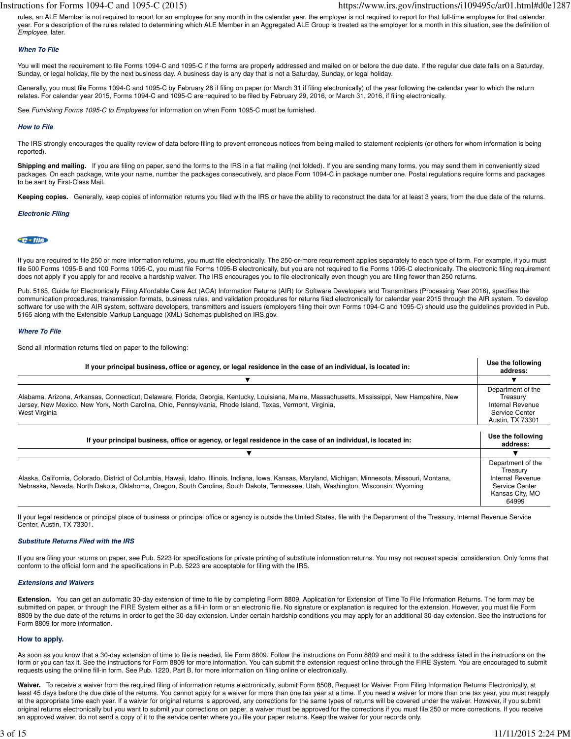rules, an ALE Member is not required to report for an employee for any month in the calendar year, the employer is not required to report for that full-time employee for that calendar year. For a description of the rules related to determining which ALE Member in an Aggregated ALE Group is treated as the employer for a month in this situation, see the definition of *Employee*, later.

### When To File

You will meet the requirement to file Forms 1094-C and 1095-C if the forms are properly addressed and mailed on or before the due date. If the regular due date falls on a Saturday, Sunday, or legal holiday, file by the next business day. A business day is any day that is not a Saturday, Sunday, or legal holiday.

Generally, you must file Forms 1094-C and 1095-C by February 28 if filing on paper (or March 31 if filing electronically) of the year following the calendar year to which the return relates. For calendar year 2015, Forms 1094-C and 1095-C are required to be filed by February 29, 2016, or March 31, 2016, if filing electronically.

See *Furnishing Forms 1095-C to Employees* for information on when Form 1095-C must be furnished.

### How to File

The IRS strongly encourages the quality review of data before filing to prevent erroneous notices from being mailed to statement recipients (or others for whom information is being reported).

**Shipping and mailing.** If you are filing on paper, send the forms to the IRS in a flat mailing (not folded). If you are sending many forms, you may send them in conveniently sized packages. On each package, write your name, number the packages consecutively, and place Form 1094-C in package number one. Postal regulations require forms and packages to be sent by First-Class Mail.

**Keeping copies.** Generally, keep copies of information returns you filed with the IRS or have the ability to reconstruct the data for at least 3 years, from the due date of the returns.

### Electronic Filing

If you are required to file 250 or more information returns, you must file electronically. The 250-or-more requirement applies separately to each type of form. For example, if you must file 500 Forms 1095-B and 100 Forms 1095-C, you must file Forms 1095-B electronically, but you are not required to file Forms 1095-C electronically. The electronic filing requirement does not apply if you apply for and receive a hardship waiver. The IRS encourages you to file electronically even though you are filing fewer than 250 returns.

Pub. 5165, Guide for Electronically Filing Affordable Care Act (ACA) Information Returns (AIR) for Software Developers and Transmitters (Processing Year 2016), specifies the communication procedures, transmission formats, business rules, and validation procedures for returns filed electronically for calendar year 2015 through the AIR system. To develop software for use with the AIR system, software developers, transmitters and issuers (employers filing their own Forms 1094-C and 1095-C) should use the guidelines provided in Pub. 5165 along with the Extensible Markup Language (XML) Schemas published on IRS.gov.

### Where To File

Send all information returns filed on paper to the following:

| If your principal business, office or agency, or legal residence in the case of an individual, is located in: | Use the following address: |
|---|---|
| ▼ | ▼ |
| Alabama, Arizona, Arkansas, Connecticut, Delaware, Florida, Georgia, Kentucky, Louisiana, Maine, Massachusetts, Mississippi, New Hampshire, New Jersey, New Mexico, New York, North Carolina, Ohio, Pennsylvania, Rhode Island, Texas, Vermont, Virginia, West Virginia | Department of the Treasury Internal Revenue Service Center Austin, TX 73301 |

| If your principal business, office or agency, or legal residence in the case of an individual, is located in: | Use the following address: |
|---|---|
| ▼ | ▼ |
| Alaska, California, Colorado, District of Columbia, Hawaii, Idaho, Illinois, Indiana, Iowa, Kansas, Maryland, Michigan, Minnesota, Missouri, Montana, Nebraska, Nevada, North Dakota, Oklahoma, Oregon, South Carolina, South Dakota, Tennessee, Utah, Washington, Wisconsin, Wyoming | Department of the Treasury Internal Revenue Service Center Kansas City, MO 64999 |

If your legal residence or principal place of business or principal office or agency is outside the United States, file with the Department of the Treasury, Internal Revenue Service Center, Austin, TX 73301.

### Substitute Returns Filed with the IRS

If you are filing your returns on paper, see Pub. 5223 for specifications for private printing of substitute information returns. You may not request special consideration. Only forms that conform to the official form and the specifications in Pub. 5223 are acceptable for filing with the IRS.

### Extensions and Waivers

**Extension.** You can get an automatic 30-day extension of time to file by completing Form 8809, Application for Extension of Time To File Information Returns. The form may be submitted on paper, or through the FIRE System either as a fill-in form or an electronic file. No signature or explanation is required for the extension. However, you must file Form 8809 by the due date of the returns in order to get the 30-day extension. Under certain hardship conditions you may apply for an additional 30-day extension. See the instructions for Form 8809 for more information.

#### How to apply.

As soon as you know that a 30-day extension of time to file is needed, file Form 8809. Follow the instructions on Form 8809 and mail it to the address listed in the instructions on the form or you can fax it. See the instructions for Form 8809 for more information. You can submit the extension request online through the FIRE System. You are encouraged to submit requests using the online fill-in form. See Pub. 1220, Part B, for more information on filing online or electronically.

**Waiver.** To receive a waiver from the required filing of information returns electronically, submit Form 8508, Request for Waiver From Filing Information Returns Electronically, at least 45 days before the due date of the returns. You cannot apply for a waiver for more than one tax year at a time. If you need a waiver for more than one tax year, you must reapply at the appropriate time each year. If a waiver for original returns is approved, any corrections for the same types of returns will be covered under the waiver. However, if you submit original returns electronically but you want to submit your corrections on paper, a waiver must be approved for the corrections if you must file 250 or more corrections. If you receive an approved waiver, do not send a copy of it to the service center where you file your paper returns. Keep the waiver for your records only.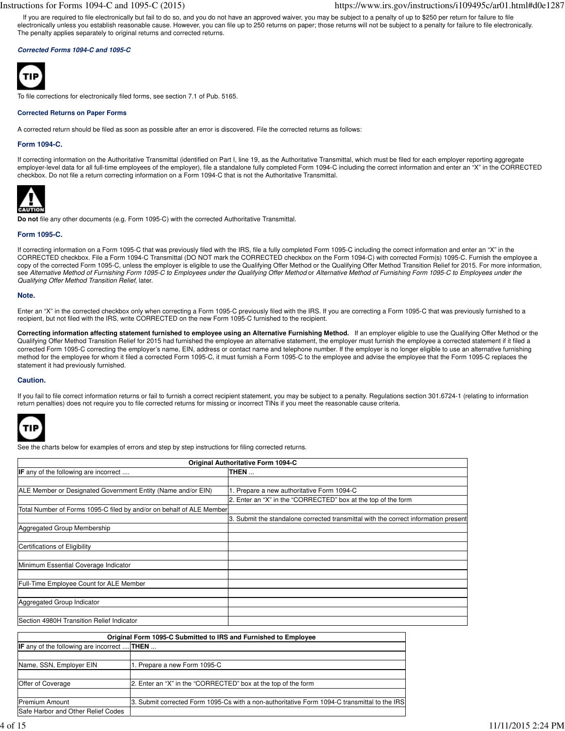If you are required to file electronically but fail to do so, and you do not have an approved waiver, you may be subject to a penalty of up to $250 per return for failure to file electronically unless you establish reasonable cause. However, you can file up to 250 returns on paper; those returns will not be subject to a penalty for failure to file electronically. The penalty applies separately to original returns and corrected returns.

### *Corrected Forms 1094-C and 1095-C*

TIP

To file corrections for electronically filed forms, see section 7.1 of Pub. 5165.

#### Corrected Returns on Paper Forms

A corrected return should be filed as soon as possible after an error is discovered. File the corrected returns as follows:

#### Form 1094-C.

If correcting information on the Authoritative Transmittal (identified on Part I, line 19, as the Authoritative Transmittal, which must be filed for each employer reporting aggregate employer-level data for all full-time employees of the employer), file a standalone fully completed Form 1094-C including the correct information and enter an “X” in the CORRECTED checkbox. Do not file a return correcting information on a Form 1094-C that is not the Authoritative Transmittal.

CAUTION

**Do not** file any other documents (e.g. Form 1095-C) with the corrected Authoritative Transmittal.

#### Form 1095-C.

If correcting information on a Form 1095-C that was previously filed with the IRS, file a fully completed Form 1095-C including the correct information and enter an “X” in the CORRECTED checkbox. File a Form 1094-C Transmittal (DO NOT mark the CORRECTED checkbox on the Form 1094-C) with corrected Form(s) 1095-C. Furnish the employee a copy of the corrected Form 1095-C, unless the employer is eligible to use the Qualifying Offer Method or the Qualifying Offer Method Transition Relief for 2015. For more information, see *Alternative Method of Furnishing Form 1095-C to Employees under the Qualifying Offer Method* or *Alternative Method of Furnishing Form 1095-C to Employees under the Qualifying Offer Method Transition Relief,* later.

#### Note.

Enter an “X” in the corrected checkbox only when correcting a Form 1095-C previously filed with the IRS. If you are correcting a Form 1095-C that was previously furnished to a recipient, but not filed with the IRS, write CORRECTED on the new Form 1095-C furnished to the recipient.

**Correcting information affecting statement furnished to employee using an Alternative Furnishing Method.** If an employer eligible to use the Qualifying Offer Method or the Qualifying Offer Method Transition Relief for 2015 had furnished the employee an alternative statement, the employer must furnish the employee a corrected statement if it filed a corrected Form 1095-C correcting the employer’s name, EIN, address or contact name and telephone number. If the employer is no longer eligible to use an alternative furnishing method for the employee for whom it filed a corrected Form 1095-C, it must furnish a Form 1095-C to the employee and advise the employee that the Form 1095-C replaces the statement it had previously furnished.

#### Caution.

If you fail to file correct information returns or fail to furnish a correct recipient statement, you may be subject to a penalty. Regulations section 301.6724-1 (relating to information return penalties) does not require you to file corrected returns for missing or incorrect TINs if you meet the reasonable cause criteria.

TIP

See the charts below for examples of errors and step by step instructions for filing corrected returns.

| Original Authoritative Form 1094-C | |
|---|---|
| **IF** any of the following are incorrect .... | **THEN** ... |
| | |
| ALE Member or Designated Government Entity (Name and/or EIN) | 1. Prepare a new authoritative Form 1094-C |
| | 2. Enter an “X” in the “CORRECTED” box at the top of the form |
| Total Number of Forms 1095-C filed by and/or on behalf of ALE Member | |
| | 3. Submit the standalone corrected transmittal with the correct information present |
| Aggregated Group Membership | |
| | |
| Certifications of Eligibility | |
| | |
| Minimum Essential Coverage Indicator | |
| | |
| Full-Time Employee Count for ALE Member | |
| | |
| Aggregated Group Indicator | |
| | |
| Section 4980H Transition Relief Indicator | |

| Original Form 1095-C Submitted to IRS and Furnished to Employee | |
|---|---|
| **IF** any of the following are incorrect .... | **THEN** ... |
| | |
| Name, SSN, Employer EIN | 1. Prepare a new Form 1095-C |
| | |
| Offer of Coverage | 2. Enter an “X” in the “CORRECTED” box at the top of the form |
| | |
| Premium Amount | 3. Submit corrected Form 1095-Cs with a non-authoritative Form 1094-C transmittal to the IRS |
| Safe Harbor and Other Relief Codes | |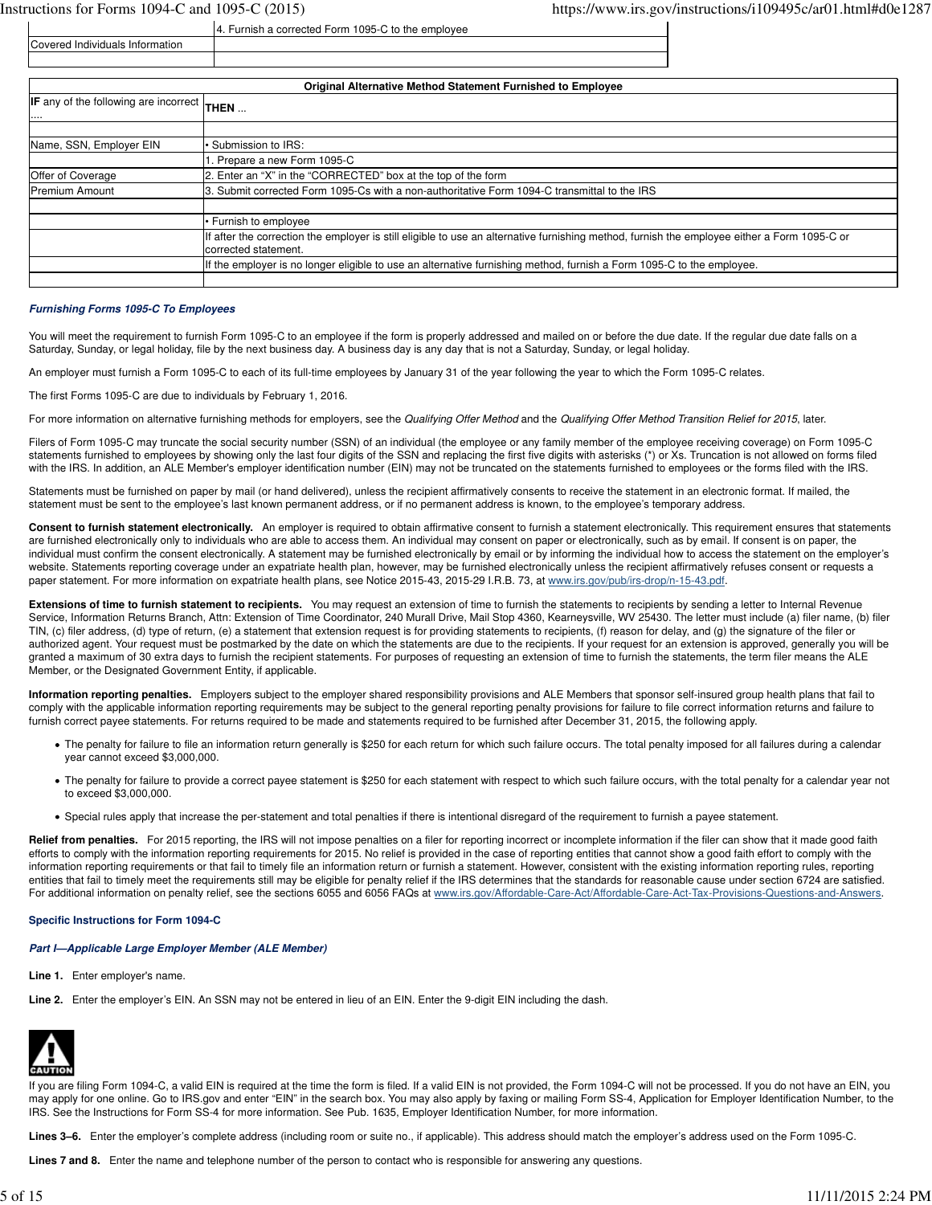| | 4. Furnish a corrected Form 1095-C to the employee |
|---|---|
| Covered Individuals Information | |
| | |

| Original Alternative Method Statement Furnished to Employee | |
|---|---|
| **IF** any of the following are incorrect .... | **THEN** ... |
| | |
| Name, SSN, Employer EIN | • Submission to IRS: |
| | 1. Prepare a new Form 1095-C |
| Offer of Coverage | 2. Enter an "X" in the "CORRECTED" box at the top of the form |
| Premium Amount | 3. Submit corrected Form 1095-Cs with a non-authoritative Form 1094-C transmittal to the IRS |
| | |
| | • Furnish to employee |
| | If after the correction the employer is still eligible to use an alternative furnishing method, furnish the employee either a Form 1095-C or corrected statement. |
| | If the employer is no longer eligible to use an alternative furnishing method, furnish a Form 1095-C to the employee. |
| | |

### *Furnishing Forms 1095-C To Employees*

You will meet the requirement to furnish Form 1095-C to an employee if the form is properly addressed and mailed on or before the due date. If the regular due date falls on a Saturday, Sunday, or legal holiday, file by the next business day. A business day is any day that is not a Saturday, Sunday, or legal holiday.

An employer must furnish a Form 1095-C to each of its full-time employees by January 31 of the year following the year to which the Form 1095-C relates.

The first Forms 1095-C are due to individuals by February 1, 2016.

For more information on alternative furnishing methods for employers, see the *Qualifying Offer Method* and the *Qualifying Offer Method Transition Relief for 2015*, later.

Filers of Form 1095-C may truncate the social security number (SSN) of an individual (the employee or any family member of the employee receiving coverage) on Form 1095-C statements furnished to employees by showing only the last four digits of the SSN and replacing the first five digits with asterisks (*) or Xs. Truncation is not allowed on forms filed with the IRS. In addition, an ALE Member's employer identification number (EIN) may not be truncated on the statements furnished to employees or the forms filed with the IRS.

Statements must be furnished on paper by mail (or hand delivered), unless the recipient affirmatively consents to receive the statement in an electronic format. If mailed, the statement must be sent to the employee's last known permanent address, or if no permanent address is known, to the employee's temporary address.

**Consent to furnish statement electronically.** An employer is required to obtain affirmative consent to furnish a statement electronically. This requirement ensures that statements are furnished electronically only to individuals who are able to access them. An individual may consent on paper or electronically, such as by email. If consent is on paper, the individual must confirm the consent electronically. A statement may be furnished electronically by email or by informing the individual how to access the statement on the employer's website. Statements reporting coverage under an expatriate health plan, however, may be furnished electronically unless the recipient affirmatively refuses consent or requests a paper statement. For more information on expatriate health plans, see Notice 2015-43, 2015-29 I.R.B. 73, at www.irs.gov/pub/irs-drop/n-15-43.pdf.

**Extensions of time to furnish statement to recipients.** You may request an extension of time to furnish the statements to recipients by sending a letter to Internal Revenue Service, Information Returns Branch, Attn: Extension of Time Coordinator, 240 Murall Drive, Mail Stop 4360, Kearneysville, WV 25430. The letter must include (a) filer name, (b) filer TIN, (c) filer address, (d) type of return, (e) a statement that extension request is for providing statements to recipients, (f) reason for delay, and (g) the signature of the filer or authorized agent. Your request must be postmarked by the date on which the statements are due to the recipients. If your request for an extension is approved, generally you will be granted a maximum of 30 extra days to furnish the recipient statements. For purposes of requesting an extension of time to furnish the statements, the term filer means the ALE Member, or the Designated Government Entity, if applicable.

**Information reporting penalties.** Employers subject to the employer shared responsibility provisions and ALE Members that sponsor self-insured group health plans that fail to comply with the applicable information reporting requirements may be subject to the general reporting penalty provisions for failure to file correct information returns and failure to furnish correct payee statements. For returns required to be made and statements required to be furnished after December 31, 2015, the following apply.

- The penalty for failure to file an information return generally is $250 for each return for which such failure occurs. The total penalty imposed for all failures during a calendar year cannot exceed $3,000,000.
- The penalty for failure to provide a correct payee statement is $250 for each statement with respect to which such failure occurs, with the total penalty for a calendar year not to exceed $3,000,000.
- Special rules apply that increase the per-statement and total penalties if there is intentional disregard of the requirement to furnish a payee statement.

**Relief from penalties.** For 2015 reporting, the IRS will not impose penalties on a filer for reporting incorrect or incomplete information if the filer can show that it made good faith efforts to comply with the information reporting requirements for 2015. No relief is provided in the case of reporting entities that cannot show a good faith effort to comply with the information reporting requirements or that fail to timely file an information return or furnish a statement. However, consistent with the existing information reporting rules, reporting entities that fail to timely meet the requirements still may be eligible for penalty relief if the IRS determines that the standards for reasonable cause under section 6724 are satisfied. For additional information on penalty relief, see the sections 6055 and 6056 FAQs at www.irs.gov/Affordable-Care-Act/Affordable-Care-Act-Tax-Provisions-Questions-and-Answers.

## Specific Instructions for Form 1094-C

### *Part I—Applicable Large Employer Member (ALE Member)*

**Line 1.** Enter employer's name.

**Line 2.** Enter the employer's EIN. An SSN may not be entered in lieu of an EIN. Enter the 9-digit EIN including the dash.

**CAUTION**

If you are filing Form 1094-C, a valid EIN is required at the time the form is filed. If a valid EIN is not provided, the Form 1094-C will not be processed. If you do not have an EIN, you may apply for one online. Go to IRS.gov and enter "EIN" in the search box. You may also apply by faxing or mailing Form SS-4, Application for Employer Identification Number, to the IRS. See the Instructions for Form SS-4 for more information. See Pub. 1635, Employer Identification Number, for more information.

**Lines 3–6.** Enter the employer's complete address (including room or suite no., if applicable). This address should match the employer's address used on the Form 1095-C.

**Lines 7 and 8.** Enter the name and telephone number of the person to contact who is responsible for answering any questions.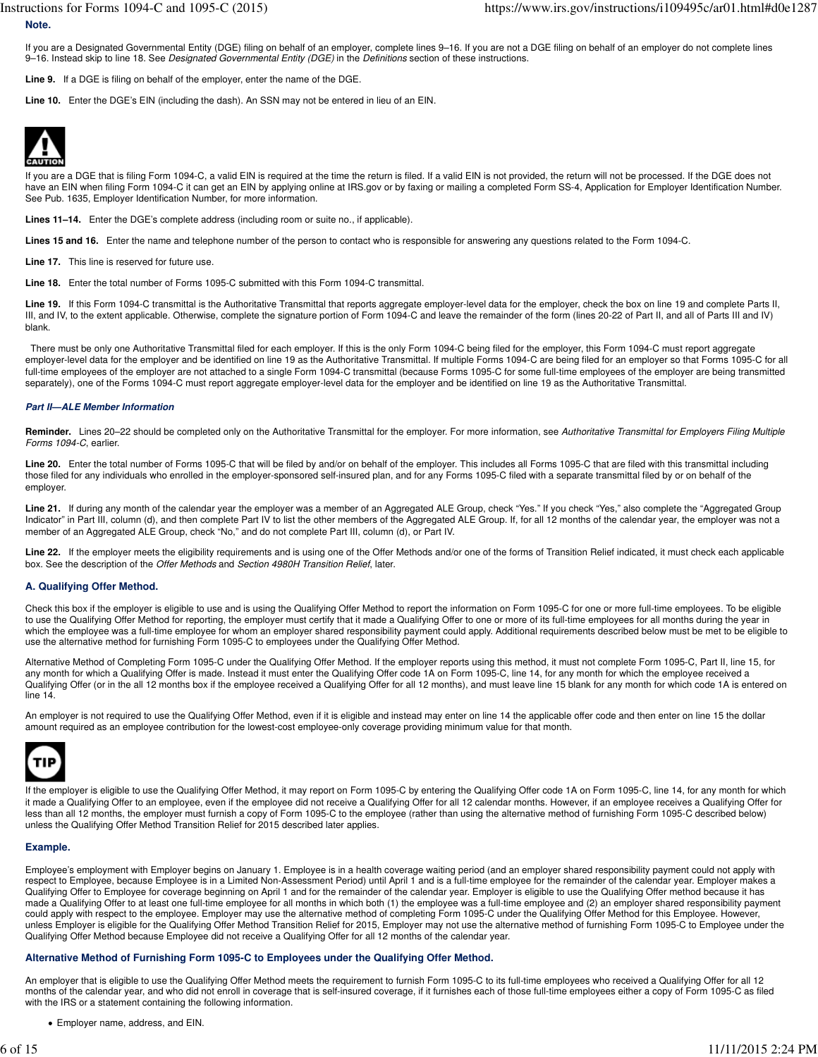**Note.**

If you are a Designated Governmental Entity (DGE) filing on behalf of an employer, complete lines 9–16. If you are not a DGE filing on behalf of an employer do not complete lines 9–16. Instead skip to line 18. See *Designated Governmental Entity (DGE)* in the *Definitions* section of these instructions.

**Line 9.** If a DGE is filing on behalf of the employer, enter the name of the DGE.

**Line 10.** Enter the DGE's EIN (including the dash). An SSN may not be entered in lieu of an EIN.

**CAUTION**

If you are a DGE that is filing Form 1094-C, a valid EIN is required at the time the return is filed. If a valid EIN is not provided, the return will not be processed. If the DGE does not have an EIN when filing Form 1094-C it can get an EIN by applying online at IRS.gov or by faxing or mailing a completed Form SS-4, Application for Employer Identification Number. See Pub. 1635, Employer Identification Number, for more information.

**Lines 11–14.** Enter the DGE's complete address (including room or suite no., if applicable).

**Lines 15 and 16.** Enter the name and telephone number of the person to contact who is responsible for answering any questions related to the Form 1094-C.

**Line 17.** This line is reserved for future use.

**Line 18.** Enter the total number of Forms 1095-C submitted with this Form 1094-C transmittal.

**Line 19.** If this Form 1094-C transmittal is the Authoritative Transmittal that reports aggregate employer-level data for the employer, check the box on line 19 and complete Parts II, III, and IV, to the extent applicable. Otherwise, complete the signature portion of Form 1094-C and leave the remainder of the form (lines 20-22 of Part II, and all of Parts III and IV) blank.

There must be only one Authoritative Transmittal filed for each employer. If this is the only Form 1094-C being filed for the employer, this Form 1094-C must report aggregate employer-level data for the employer and be identified on line 19 as the Authoritative Transmittal. If multiple Forms 1094-C are being filed for an employer so that Forms 1095-C for all full-time employees of the employer are not attached to a single Form 1094-C transmittal (because Forms 1095-C for some full-time employees of the employer are being transmitted separately), one of the Forms 1094-C must report aggregate employer-level data for the employer and be identified on line 19 as the Authoritative Transmittal.

### *Part II—ALE Member Information*

**Reminder.** Lines 20–22 should be completed only on the Authoritative Transmittal for the employer. For more information, see *Authoritative Transmittal for Employers Filing Multiple Forms 1094-C*, earlier.

**Line 20.** Enter the total number of Forms 1095-C that will be filed by and/or on behalf of the employer. This includes all Forms 1095-C that are filed with this transmittal including those filed for any individuals who enrolled in the employer-sponsored self-insured plan, and for any Forms 1095-C filed with a separate transmittal filed by or on behalf of the employer.

**Line 21.** If during any month of the calendar year the employer was a member of an Aggregated ALE Group, check "Yes." If you check "Yes," also complete the "Aggregated Group Indicator" in Part III, column (d), and then complete Part IV to list the other members of the Aggregated ALE Group. If, for all 12 months of the calendar year, the employer was not a member of an Aggregated ALE Group, check "No," and do not complete Part III, column (d), or Part IV.

**Line 22.** If the employer meets the eligibility requirements and is using one of the Offer Methods and/or one of the forms of Transition Relief indicated, it must check each applicable box. See the description of the *Offer Methods* and *Section 4980H Transition Relief*, later.

### A. Qualifying Offer Method.

Check this box if the employer is eligible to use and is using the Qualifying Offer Method to report the information on Form 1095-C for one or more full-time employees. To be eligible to use the Qualifying Offer Method for reporting, the employer must certify that it made a Qualifying Offer to one or more of its full-time employees for all months during the year in which the employee was a full-time employee for whom an employer shared responsibility payment could apply. Additional requirements described below must be met to be eligible to use the alternative method for furnishing Form 1095-C to employees under the Qualifying Offer Method.

Alternative Method of Completing Form 1095-C under the Qualifying Offer Method. If the employer reports using this method, it must not complete Form 1095-C, Part II, line 15, for any month for which a Qualifying Offer is made. Instead it must enter the Qualifying Offer code 1A on Form 1095-C, line 14, for any month for which the employee received a Qualifying Offer (or in the all 12 months box if the employee received a Qualifying Offer for all 12 months), and must leave line 15 blank for any month for which code 1A is entered on line 14.

An employer is not required to use the Qualifying Offer Method, even if it is eligible and instead may enter on line 14 the applicable offer code and then enter on line 15 the dollar amount required as an employee contribution for the lowest-cost employee-only coverage providing minimum value for that month.

**TIP**

If the employer is eligible to use the Qualifying Offer Method, it may report on Form 1095-C by entering the Qualifying Offer code 1A on Form 1095-C, line 14, for any month for which it made a Qualifying Offer to an employee, even if the employee did not receive a Qualifying Offer for all 12 calendar months. However, if an employee receives a Qualifying Offer for less than all 12 months, the employer must furnish a copy of Form 1095-C to the employee (rather than using the alternative method of furnishing Form 1095-C described below) unless the Qualifying Offer Method Transition Relief for 2015 described later applies.

### Example.

Employee's employment with Employer begins on January 1. Employee is in a health coverage waiting period (and an employer shared responsibility payment could not apply with respect to Employee, because Employee is in a Limited Non-Assessment Period) until April 1 and is a full-time employee for the remainder of the calendar year. Employer makes a Qualifying Offer to Employee for coverage beginning on April 1 and for the remainder of the calendar year. Employer is eligible to use the Qualifying Offer method because it has made a Qualifying Offer to at least one full-time employee for all months in which both (1) the employee was a full-time employee and (2) an employer shared responsibility payment could apply with respect to the employee. Employer may use the alternative method of completing Form 1095-C under the Qualifying Offer Method for this Employee. However, unless Employer is eligible for the Qualifying Offer Method Transition Relief for 2015, Employer may not use the alternative method of furnishing Form 1095-C to Employee under the Qualifying Offer Method because Employee did not receive a Qualifying Offer for all 12 months of the calendar year.

### Alternative Method of Furnishing Form 1095-C to Employees under the Qualifying Offer Method.

An employer that is eligible to use the Qualifying Offer Method meets the requirement to furnish Form 1095-C to its full-time employees who received a Qualifying Offer for all 12 months of the calendar year, and who did not enroll in coverage that is self-insured coverage, if it furnishes each of those full-time employees either a copy of Form 1095-C as filed with the IRS or a statement containing the following information.

- Employer name, address, and EIN.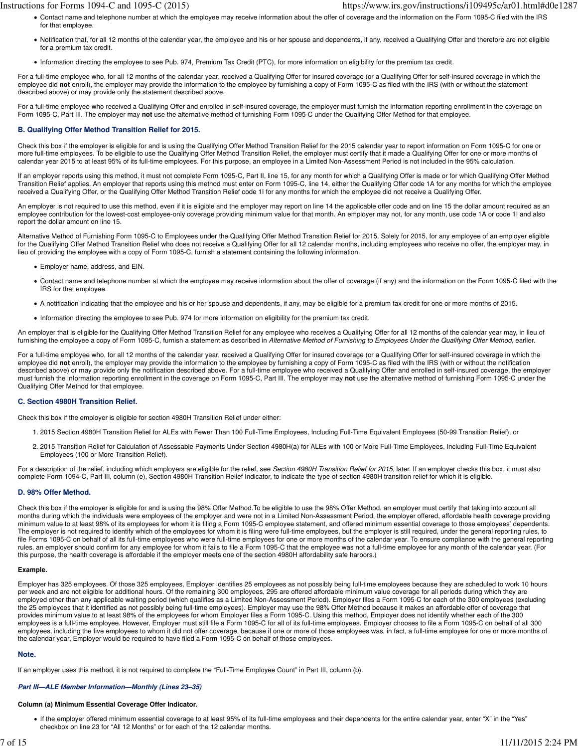- Contact name and telephone number at which the employee may receive information about the offer of coverage and the information on the Form 1095-C filed with the IRS for that employee.
- Notification that, for all 12 months of the calendar year, the employee and his or her spouse and dependents, if any, received a Qualifying Offer and therefore are not eligible for a premium tax credit.
- Information directing the employee to see Pub. 974, Premium Tax Credit (PTC), for more information on eligibility for the premium tax credit.

For a full-time employee who, for all 12 months of the calendar year, received a Qualifying Offer for insured coverage (or a Qualifying Offer for self-insured coverage in which the employee did **not** enroll), the employer may provide the information to the employee by furnishing a copy of Form 1095-C as filed with the IRS (with or without the statement described above) or may provide only the statement described above.

For a full-time employee who received a Qualifying Offer and enrolled in self-insured coverage, the employer must furnish the information reporting enrollment in the coverage on Form 1095-C, Part III. The employer may **not** use the alternative method of furnishing Form 1095-C under the Qualifying Offer Method for that employee.

### B. Qualifying Offer Method Transition Relief for 2015.

Check this box if the employer is eligible for and is using the Qualifying Offer Method Transition Relief for the 2015 calendar year to report information on Form 1095-C for one or more full-time employees. To be eligible to use the Qualifying Offer Method Transition Relief, the employer must certify that it made a Qualifying Offer for one or more months of calendar year 2015 to at least 95% of its full-time employees. For this purpose, an employee in a Limited Non-Assessment Period is not included in the 95% calculation.

If an employer reports using this method, it must not complete Form 1095-C, Part II, line 15, for any month for which a Qualifying Offer is made or for which Qualifying Offer Method Transition Relief applies. An employer that reports using this method must enter on Form 1095-C, line 14, either the Qualifying Offer code 1A for any months for which the employee received a Qualifying Offer, or the Qualifying Offer Method Transition Relief code 1I for any months for which the employee did not receive a Qualifying Offer.

An employer is not required to use this method, even if it is eligible and the employer may report on line 14 the applicable offer code and on line 15 the dollar amount required as an employee contribution for the lowest-cost employee-only coverage providing minimum value for that month. An employer may not, for any month, use code 1A or code 1I and also report the dollar amount on line 15.

Alternative Method of Furnishing Form 1095-C to Employees under the Qualifying Offer Method Transition Relief for 2015. Solely for 2015, for any employee of an employer eligible for the Qualifying Offer Method Transition Relief who does not receive a Qualifying Offer for all 12 calendar months, including employees who receive no offer, the employer may, in lieu of providing the employee with a copy of Form 1095-C, furnish a statement containing the following information.

- Employer name, address, and EIN.
- Contact name and telephone number at which the employee may receive information about the offer of coverage (if any) and the information on the Form 1095-C filed with the IRS for that employee.
- A notification indicating that the employee and his or her spouse and dependents, if any, may be eligible for a premium tax credit for one or more months of 2015.
- Information directing the employee to see Pub. 974 for more information on eligibility for the premium tax credit.

An employer that is eligible for the Qualifying Offer Method Transition Relief for any employee who receives a Qualifying Offer for all 12 months of the calendar year may, in lieu of furnishing the employee a copy of Form 1095-C, furnish a statement as described in *Alternative Method of Furnishing to Employees Under the Qualifying Offer Method*, earlier.

For a full-time employee who, for all 12 months of the calendar year, received a Qualifying Offer for insured coverage (or a Qualifying Offer for self-insured coverage in which the employee did **not** enroll), the employer may provide the information to the employee by furnishing a copy of Form 1095-C as filed with the IRS (with or without the notification described above) or may provide only the notification described above. For a full-time employee who received a Qualifying Offer and enrolled in self-insured coverage, the employer must furnish the information reporting enrollment in the coverage on Form 1095-C, Part III. The employer may **not** use the alternative method of furnishing Form 1095-C under the Qualifying Offer Method for that employee.

### C. Section 4980H Transition Relief.

Check this box if the employer is eligible for section 4980H Transition Relief under either:

1. 2015 Section 4980H Transition Relief for ALEs with Fewer Than 100 Full-Time Employees, Including Full-Time Equivalent Employees (50-99 Transition Relief), or
2. 2015 Transition Relief for Calculation of Assessable Payments Under Section 4980H(a) for ALEs with 100 or More Full-Time Employees, Including Full-Time Equivalent Employees (100 or More Transition Relief).

For a description of the relief, including which employers are eligible for the relief, see *Section 4980H Transition Relief for 2015*, later. If an employer checks this box, it must also complete Form 1094-C, Part III, column (e), Section 4980H Transition Relief Indicator, to indicate the type of section 4980H transition relief for which it is eligible.

### D. 98% Offer Method.

Check this box if the employer is eligible for and is using the 98% Offer Method.To be eligible to use the 98% Offer Method, an employer must certify that taking into account all months during which the individuals were employees of the employer and were not in a Limited Non-Assessment Period, the employer offered, affordable health coverage providing minimum value to at least 98% of its employees for whom it is filing a Form 1095-C employee statement, and offered minimum essential coverage to those employees' dependents. The employer is not required to identify which of the employees for whom it is filing were full-time employees, but the employer is still required, under the general reporting rules, to file Forms 1095-C on behalf of all its full-time employees who were full-time employees for one or more months of the calendar year. To ensure compliance with the general reporting rules, an employer should confirm for any employee for whom it fails to file a Form 1095-C that the employee was not a full-time employee for any month of the calendar year. (For this purpose, the health coverage is affordable if the employer meets one of the section 4980H affordability safe harbors.)

**Example.**

Employer has 325 employees. Of those 325 employees, Employer identifies 25 employees as not possibly being full-time employees because they are scheduled to work 10 hours per week and are not eligible for additional hours. Of the remaining 300 employees, 295 are offered affordable minimum value coverage for all periods during which they are employed other than any applicable waiting period (which qualifies as a Limited Non-Assessment Period). Employer files a Form 1095-C for each of the 300 employees (excluding the 25 employees that it identified as not possibly being full-time employees). Employer may use the 98% Offer Method because it makes an affordable offer of coverage that provides minimum value to at least 98% of the employees for whom Employer files a Form 1095-C. Using this method, Employer does not identify whether each of the 300 employees is a full-time employee. However, Employer must still file a Form 1095-C for all of its full-time employees. Employer chooses to file a Form 1095-C on behalf of all 300 employees, including the five employees to whom it did not offer coverage, because if one or more of those employees was, in fact, a full-time employee for one or more months of the calendar year, Employer would be required to have filed a Form 1095-C on behalf of those employees.

**Note.**

If an employer uses this method, it is not required to complete the “Full-Time Employee Count” in Part III, column (b).

#### *Part III—ALE Member Information—Monthly (Lines 23–35)*

**Column (a) Minimum Essential Coverage Offer Indicator.**

- If the employer offered minimum essential coverage to at least 95% of its full-time employees and their dependents for the entire calendar year, enter “X” in the “Yes” checkbox on line 23 for “All 12 Months” or for each of the 12 calendar months.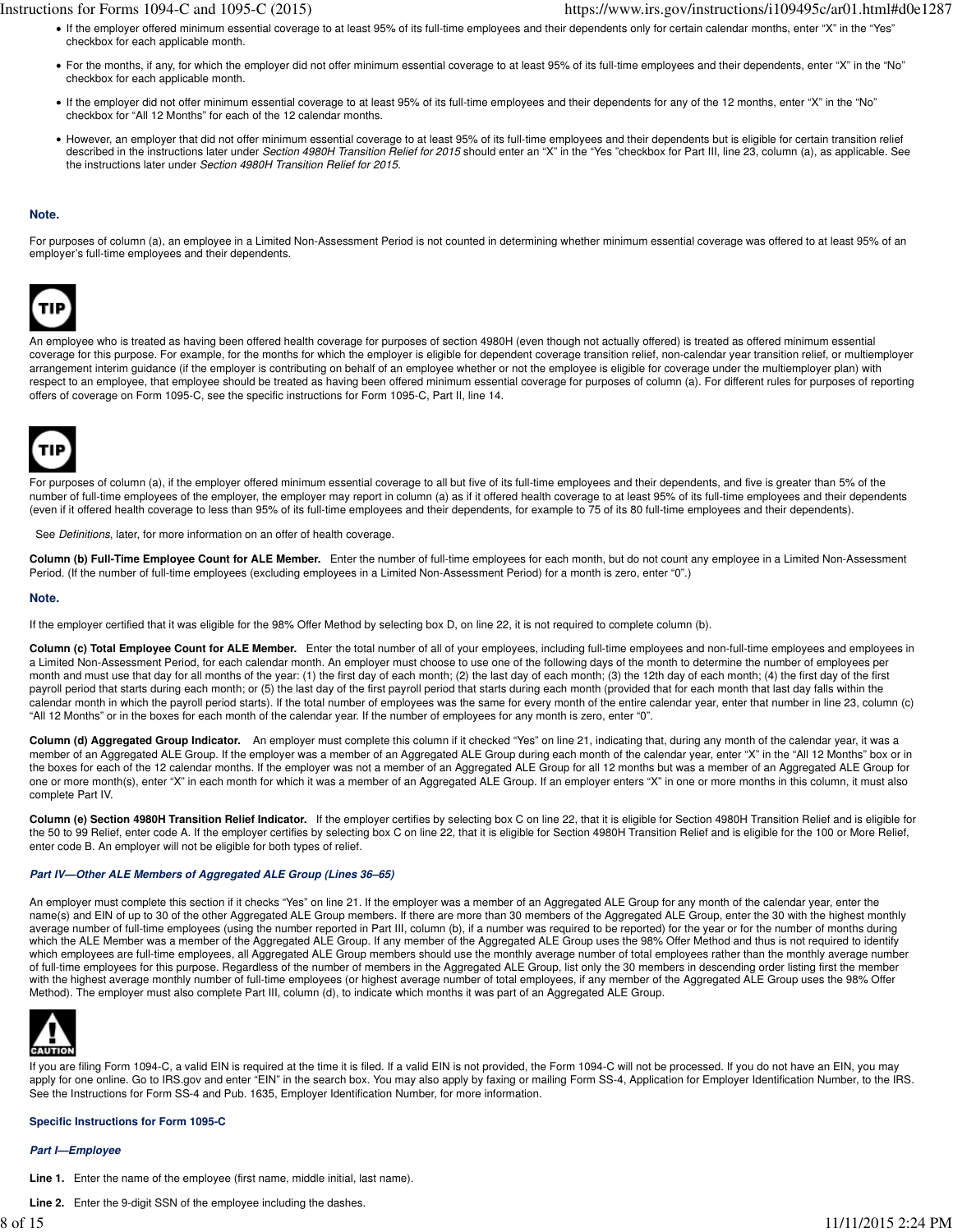- If the employer offered minimum essential coverage to at least 95% of its full-time employees and their dependents only for certain calendar months, enter "X" in the "Yes" checkbox for each applicable month.
- For the months, if any, for which the employer did not offer minimum essential coverage to at least 95% of its full-time employees and their dependents, enter "X" in the "No" checkbox for each applicable month.
- If the employer did not offer minimum essential coverage to at least 95% of its full-time employees and their dependents for any of the 12 months, enter "X" in the "No" checkbox for "All 12 Months" for each of the 12 calendar months.
- However, an employer that did not offer minimum essential coverage to at least 95% of its full-time employees and their dependents but is eligible for certain transition relief described in the instructions later under *Section 4980H Transition Relief for 2015* should enter an "X" in the "Yes "checkbox for Part III, line 23, column (a), as applicable. See the instructions later under *Section 4980H Transition Relief for 2015*.

**Note.**

For purposes of column (a), an employee in a Limited Non-Assessment Period is not counted in determining whether minimum essential coverage was offered to at least 95% of an employer's full-time employees and their dependents.

**TIP**

An employee who is treated as having been offered health coverage for purposes of section 4980H (even though not actually offered) is treated as offered minimum essential coverage for this purpose. For example, for the months for which the employer is eligible for dependent coverage transition relief, non-calendar year transition relief, or multiemployer arrangement interim guidance (if the employer is contributing on behalf of an employee whether or not the employee is eligible for coverage under the multiemployer plan) with respect to an employee, that employee should be treated as having been offered minimum essential coverage for purposes of column (a). For different rules for purposes of reporting offers of coverage on Form 1095-C, see the specific instructions for Form 1095-C, Part II, line 14.

**TIP**

For purposes of column (a), if the employer offered minimum essential coverage to all but five of its full-time employees and their dependents, and five is greater than 5% of the number of full-time employees of the employer, the employer may report in column (a) as if it offered health coverage to at least 95% of its full-time employees and their dependents (even if it offered health coverage to less than 95% of its full-time employees and their dependents, for example to 75 of its 80 full-time employees and their dependents).

See *Definitions*, later, for more information on an offer of health coverage.

**Column (b) Full-Time Employee Count for ALE Member.** Enter the number of full-time employees for each month, but do not count any employee in a Limited Non-Assessment Period. (If the number of full-time employees (excluding employees in a Limited Non-Assessment Period) for a month is zero, enter "0".)

**Note.**

If the employer certified that it was eligible for the 98% Offer Method by selecting box D, on line 22, it is not required to complete column (b).

**Column (c) Total Employee Count for ALE Member.** Enter the total number of all of your employees, including full-time employees and non-full-time employees and employees in a Limited Non-Assessment Period, for each calendar month. An employer must choose to use one of the following days of the month to determine the number of employees per month and must use that day for all months of the year: (1) the first day of each month; (2) the last day of each month; (3) the 12th day of each month; (4) the first day of the first payroll period that starts during each month; or (5) the last day of the first payroll period that starts during each month (provided that for each month that last day falls within the calendar month in which the payroll period starts). If the total number of employees was the same for every month of the entire calendar year, enter that number in line 23, column (c) "All 12 Months" or in the boxes for each of the 12 calendar months of the calendar year. If the number of employees for any month is zero, enter "0".

**Column (d) Aggregated Group Indicator.** An employer must complete this column if it checked "Yes" on line 21, indicating that, during any month of the calendar year, it was a member of an Aggregated ALE Group. If the employer was a member of an Aggregated ALE Group during each month of the calendar year, enter "X" in the "All 12 Months" box or in the boxes for each of the 12 calendar months. If the employer was not a member of an Aggregated ALE Group for all 12 months but was a member of an Aggregated ALE Group for one or more month(s), enter "X" in each month for which it was a member of an Aggregated ALE Group. If an employer enters "X" in one or more months in this column, it must also complete Part IV.

**Column (e) Section 4980H Transition Relief Indicator.** If the employer certifies by selecting box C on line 22, that it is eligible for Section 4980H Transition Relief and is eligible for the 50 to 99 Relief, enter code A. If the employer certifies by selecting box C on line 22, that it is eligible for Section 4980H Transition Relief and is eligible for the 100 or More Relief, enter code B. An employer will not be eligible for both types of relief.

### *Part IV—Other ALE Members of Aggregated ALE Group (Lines 36–65)*

An employer must complete this section if it checks "Yes" on line 21. If the employer was a member of an Aggregated ALE Group for any month of the calendar year, enter the name(s) and EIN of up to 30 of the other Aggregated ALE Group members. If there are more than 30 members of the Aggregated ALE Group, enter the 30 with the highest monthly average number of full-time employees (using the number reported in Part III, column (b), if a number was required to be reported) for the year or for the number of months during which the ALE Member was a member of the Aggregated ALE Group. If any member of the Aggregated ALE Group uses the 98% Offer Method and thus is not required to identify which employees are full-time employees, all Aggregated ALE Group members should use the monthly average number of total employees rather than the monthly average number of full-time employees for this purpose. Regardless of the number of members in the Aggregated ALE Group, list only the 30 members in descending order listing first the member with the highest average monthly number of full-time employees (or highest average number of total employees, if any member of the Aggregated ALE Group uses the 98% Offer Method). The employer must also complete Part III, column (d), to indicate which months it was part of an Aggregated ALE Group.

**CAUTION**

If you are filing Form 1094-C, a valid EIN is required at the time it is filed. If a valid EIN is not provided, the Form 1094-C will not be processed. If you do not have an EIN, you may apply for one online. Go to IRS.gov and enter "EIN" in the search box. You may also apply by faxing or mailing Form SS-4, Application for Employer Identification Number, to the IRS. See the Instructions for Form SS-4 and Pub. 1635, Employer Identification Number, for more information.

## Specific Instructions for Form 1095-C

### *Part I—Employee*

**Line 1.** Enter the name of the employee (first name, middle initial, last name).

**Line 2.** Enter the 9-digit SSN of the employee including the dashes.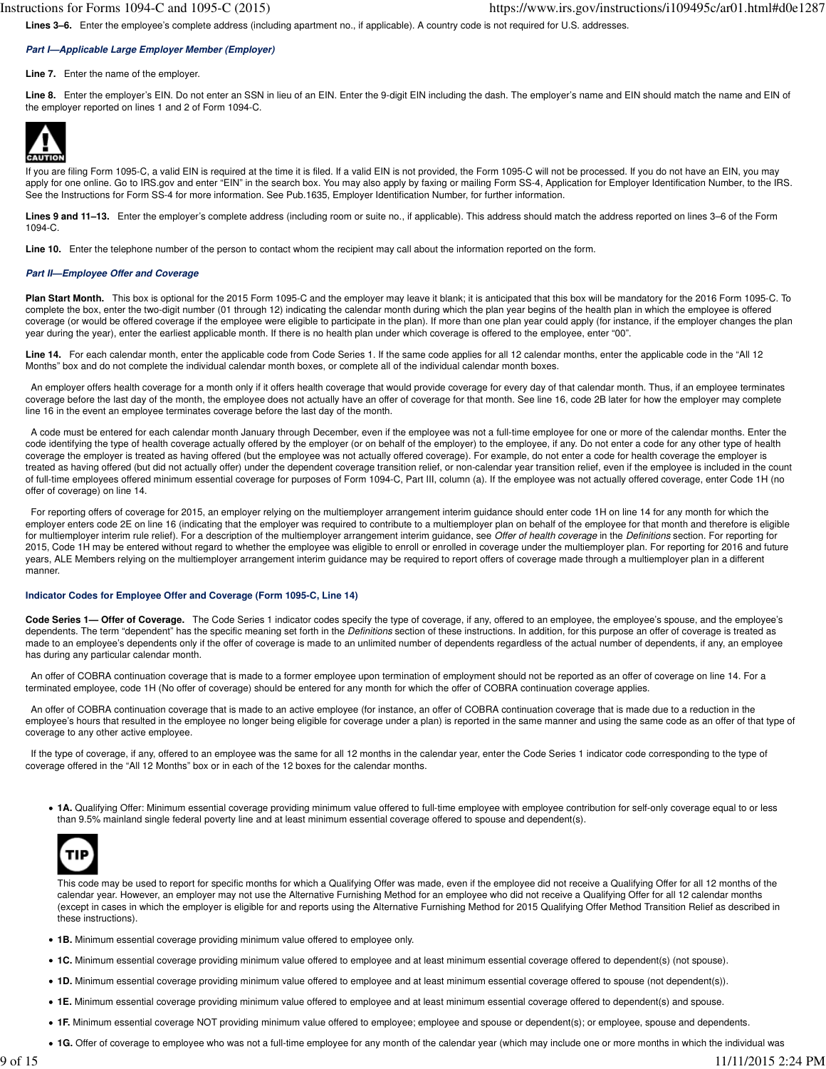**Lines 3–6.** Enter the employee's complete address (including apartment no., if applicable). A country code is not required for U.S. addresses.

### *Part I—Applicable Large Employer Member (Employer)*

**Line 7.** Enter the name of the employer.

**Line 8.** Enter the employer's EIN. Do not enter an SSN in lieu of an EIN. Enter the 9-digit EIN including the dash. The employer's name and EIN should match the name and EIN of the employer reported on lines 1 and 2 of Form 1094-C.

CAUTION

If you are filing Form 1095-C, a valid EIN is required at the time it is filed. If a valid EIN is not provided, the Form 1095-C will not be processed. If you do not have an EIN, you may apply for one online. Go to IRS.gov and enter "EIN" in the search box. You may also apply by faxing or mailing Form SS-4, Application for Employer Identification Number, to the IRS. See the Instructions for Form SS-4 for more information. See Pub.1635, Employer Identification Number, for further information.

**Lines 9 and 11–13.** Enter the employer's complete address (including room or suite no., if applicable). This address should match the address reported on lines 3–6 of the Form 1094-C.

**Line 10.** Enter the telephone number of the person to contact whom the recipient may call about the information reported on the form.

### *Part II—Employee Offer and Coverage*

**Plan Start Month.** This box is optional for the 2015 Form 1095-C and the employer may leave it blank; it is anticipated that this box will be mandatory for the 2016 Form 1095-C. To complete the box, enter the two-digit number (01 through 12) indicating the calendar month during which the plan year begins of the health plan in which the employee is offered coverage (or would be offered coverage if the employee were eligible to participate in the plan). If more than one plan year could apply (for instance, if the employer changes the plan year during the year), enter the earliest applicable month. If there is no health plan under which coverage is offered to the employee, enter "00".

**Line 14.** For each calendar month, enter the applicable code from Code Series 1. If the same code applies for all 12 calendar months, enter the applicable code in the "All 12 Months" box and do not complete the individual calendar month boxes, or complete all of the individual calendar month boxes.

An employer offers health coverage for a month only if it offers health coverage that would provide coverage for every day of that calendar month. Thus, if an employee terminates coverage before the last day of the month, the employee does not actually have an offer of coverage for that month. See line 16, code 2B later for how the employer may complete line 16 in the event an employee terminates coverage before the last day of the month.

A code must be entered for each calendar month January through December, even if the employee was not a full-time employee for one or more of the calendar months. Enter the code identifying the type of health coverage actually offered by the employer (or on behalf of the employer) to the employee, if any. Do not enter a code for any other type of health coverage the employer is treated as having offered (but the employee was not actually offered coverage). For example, do not enter a code for health coverage the employer is treated as having offered (but did not actually offer) under the dependent coverage transition relief, or non-calendar year transition relief, even if the employee is included in the count of full-time employees offered minimum essential coverage for purposes of Form 1094-C, Part III, column (a). If the employee was not actually offered coverage, enter Code 1H (no offer of coverage) on line 14.

For reporting offers of coverage for 2015, an employer relying on the multiemployer arrangement interim guidance should enter code 1H on line 14 for any month for which the employer enters code 2E on line 16 (indicating that the employer was required to contribute to a multiemployer plan on behalf of the employee for that month and therefore is eligible for multiemployer interim rule relief). For a description of the multiemployer arrangement interim guidance, see *Offer of health coverage* in the *Definitions* section. For reporting for 2015, Code 1H may be entered without regard to whether the employee was eligible to enroll or enrolled in coverage under the multiemployer plan. For reporting for 2016 and future years, ALE Members relying on the multiemployer arrangement interim guidance may be required to report offers of coverage made through a multiemployer plan in a different manner.

#### Indicator Codes for Employee Offer and Coverage (Form 1095-C, Line 14)

**Code Series 1— Offer of Coverage.** The Code Series 1 indicator codes specify the type of coverage, if any, offered to an employee, the employee's spouse, and the employee's dependents. The term "dependent" has the specific meaning set forth in the *Definitions* section of these instructions. In addition, for this purpose an offer of coverage is treated as made to an employee's dependents only if the offer of coverage is made to an unlimited number of dependents regardless of the actual number of dependents, if any, an employee has during any particular calendar month.

An offer of COBRA continuation coverage that is made to a former employee upon termination of employment should not be reported as an offer of coverage on line 14. For a terminated employee, code 1H (No offer of coverage) should be entered for any month for which the offer of COBRA continuation coverage applies.

An offer of COBRA continuation coverage that is made to an active employee (for instance, an offer of COBRA continuation coverage that is made due to a reduction in the employee's hours that resulted in the employee no longer being eligible for coverage under a plan) is reported in the same manner and using the same code as an offer of that type of coverage to any other active employee.

If the type of coverage, if any, offered to an employee was the same for all 12 months in the calendar year, enter the Code Series 1 indicator code corresponding to the type of coverage offered in the "All 12 Months" box or in each of the 12 boxes for the calendar months.

- **1A.** Qualifying Offer: Minimum essential coverage providing minimum value offered to full-time employee with employee contribution for self-only coverage equal to or less than 9.5% mainland single federal poverty line and at least minimum essential coverage offered to spouse and dependent(s).

  TIP

  This code may be used to report for specific months for which a Qualifying Offer was made, even if the employee did not receive a Qualifying Offer for all 12 months of the calendar year. However, an employer may not use the Alternative Furnishing Method for an employee who did not receive a Qualifying Offer for all 12 calendar months (except in cases in which the employer is eligible for and reports using the Alternative Furnishing Method for 2015 Qualifying Offer Method Transition Relief as described in these instructions).

- **1B.** Minimum essential coverage providing minimum value offered to employee only.
- **1C.** Minimum essential coverage providing minimum value offered to employee and at least minimum essential coverage offered to dependent(s) (not spouse).
- **1D.** Minimum essential coverage providing minimum value offered to employee and at least minimum essential coverage offered to spouse (not dependent(s)).
- **1E.** Minimum essential coverage providing minimum value offered to employee and at least minimum essential coverage offered to dependent(s) and spouse.
- **1F.** Minimum essential coverage NOT providing minimum value offered to employee; employee and spouse or dependent(s); or employee, spouse and dependents.
- **1G.** Offer of coverage to employee who was not a full-time employee for any month of the calendar year (which may include one or more months in which the individual was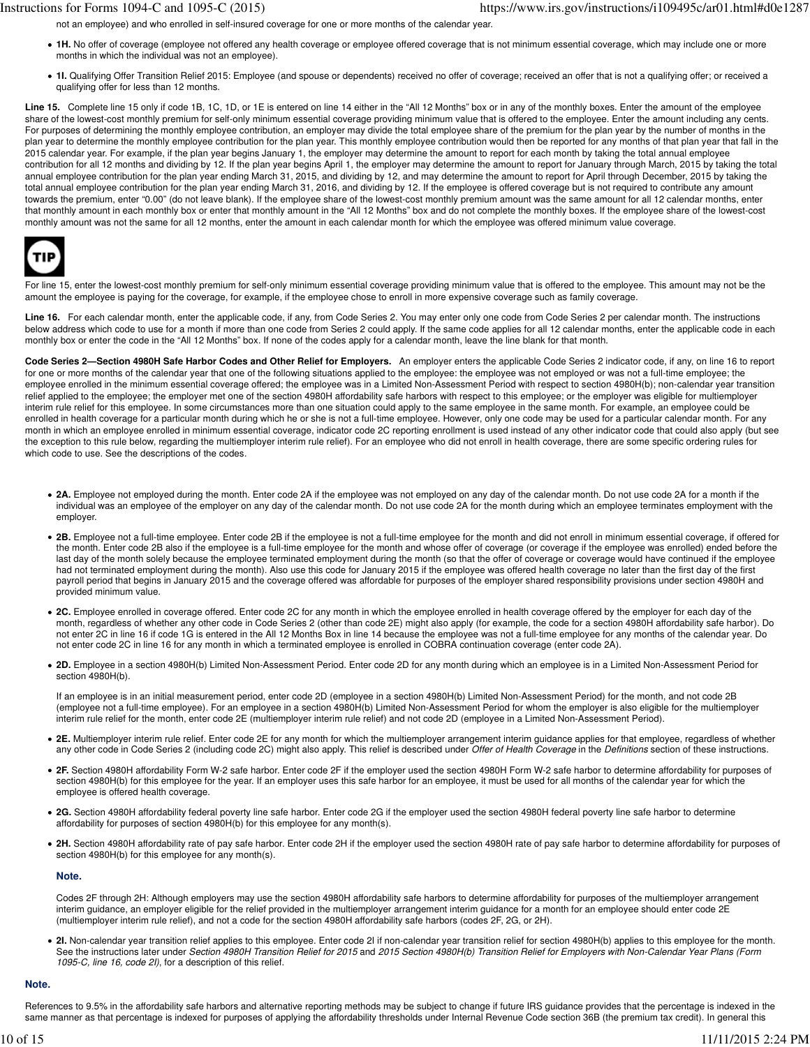not an employee) and who enrolled in self-insured coverage for one or more months of the calendar year.

- **1H.** No offer of coverage (employee not offered any health coverage or employee offered coverage that is not minimum essential coverage, which may include one or more months in which the individual was not an employee).
- **1I.** Qualifying Offer Transition Relief 2015: Employee (and spouse or dependents) received no offer of coverage; received an offer that is not a qualifying offer; or received a qualifying offer for less than 12 months.

**Line 15.** Complete line 15 only if code 1B, 1C, 1D, or 1E is entered on line 14 either in the "All 12 Months" box or in any of the monthly boxes. Enter the amount of the employee share of the lowest-cost monthly premium for self-only minimum essential coverage providing minimum value that is offered to the employee. Enter the amount including any cents. For purposes of determining the monthly employee contribution, an employer may divide the total employee share of the premium for the plan year by the number of months in the plan year to determine the monthly employee contribution for the plan year. This monthly employee contribution would then be reported for any months of that plan year that fall in the 2015 calendar year. For example, if the plan year begins January 1, the employer may determine the amount to report for each month by taking the total annual employee contribution for all 12 months and dividing by 12. If the plan year begins April 1, the employer may determine the amount to report for January through March, 2015 by taking the total annual employee contribution for the plan year ending March 31, 2015, and dividing by 12, and may determine the amount to report for April through December, 2015 by taking the total annual employee contribution for the plan year ending March 31, 2016, and dividing by 12. If the employee is offered coverage but is not required to contribute any amount towards the premium, enter "0.00" (do not leave blank). If the employee share of the lowest-cost monthly premium amount was the same amount for all 12 calendar months, enter that monthly amount in each monthly box or enter that monthly amount in the "All 12 Months" box and do not complete the monthly boxes. If the employee share of the lowest-cost monthly amount was not the same for all 12 months, enter the amount in each calendar month for which the employee was offered minimum value coverage.

**TIP**

For line 15, enter the lowest-cost monthly premium for self-only minimum essential coverage providing minimum value that is offered to the employee. This amount may not be the amount the employee is paying for the coverage, for example, if the employee chose to enroll in more expensive coverage such as family coverage.

**Line 16.** For each calendar month, enter the applicable code, if any, from Code Series 2. You may enter only one code from Code Series 2 per calendar month. The instructions below address which code to use for a month if more than one code from Series 2 could apply. If the same code applies for all 12 calendar months, enter the applicable code in each monthly box or enter the code in the "All 12 Months" box. If none of the codes apply for a calendar month, leave the line blank for that month.

**Code Series 2—Section 4980H Safe Harbor Codes and Other Relief for Employers.** An employer enters the applicable Code Series 2 indicator code, if any, on line 16 to report for one or more months of the calendar year that one of the following situations applied to the employee: the employee was not employed or was not a full-time employee; the employee enrolled in the minimum essential coverage offered; the employee was in a Limited Non-Assessment Period with respect to section 4980H(b); non-calendar year transition relief applied to the employee; the employer met one of the section 4980H affordability safe harbors with respect to this employee; or the employer was eligible for multiemployer interim rule relief for this employee. In some circumstances more than one situation could apply to the same employee in the same month. For example, an employee could be enrolled in health coverage for a particular month during which he or she is not a full-time employee. However, only one code may be used for a particular calendar month. For any month in which an employee enrolled in minimum essential coverage, indicator code 2C reporting enrollment is used instead of any other indicator code that could also apply (but see the exception to this rule below, regarding the multiemployer interim rule relief). For an employee who did not enroll in health coverage, there are some specific ordering rules for which code to use. See the descriptions of the codes.

- **2A.** Employee not employed during the month. Enter code 2A if the employee was not employed on any day of the calendar month. Do not use code 2A for a month if the individual was an employee of the employer on any day of the calendar month. Do not use code 2A for the month during which an employee terminates employment with the employer.
- **2B.** Employee not a full-time employee. Enter code 2B if the employee is not a full-time employee for the month and did not enroll in minimum essential coverage, if offered for the month. Enter code 2B also if the employee is a full-time employee for the month and whose offer of coverage (or coverage if the employee was enrolled) ended before the last day of the month solely because the employee terminated employment during the month (so that the offer of coverage or coverage would have continued if the employee had not terminated employment during the month). Also use this code for January 2015 if the employee was offered health coverage no later than the first day of the first payroll period that begins in January 2015 and the coverage offered was affordable for purposes of the employer shared responsibility provisions under section 4980H and provided minimum value.
- **2C.** Employee enrolled in coverage offered. Enter code 2C for any month in which the employee enrolled in health coverage offered by the employer for each day of the month, regardless of whether any other code in Code Series 2 (other than code 2E) might also apply (for example, the code for a section 4980H affordability safe harbor). Do not enter 2C in line 16 if code 1G is entered in the All 12 Months Box in line 14 because the employee was not a full-time employee for any months of the calendar year. Do not enter code 2C in line 16 for any month in which a terminated employee is enrolled in COBRA continuation coverage (enter code 2A).
- **2D.** Employee in a section 4980H(b) Limited Non-Assessment Period. Enter code 2D for any month during which an employee is in a Limited Non-Assessment Period for section 4980H(b).

  If an employee is in an initial measurement period, enter code 2D (employee in a section 4980H(b) Limited Non-Assessment Period) for the month, and not code 2B (employee not a full-time employee). For an employee in a section 4980H(b) Limited Non-Assessment Period for whom the employer is also eligible for the multiemployer interim rule relief for the month, enter code 2E (multiemployer interim rule relief) and not code 2D (employee in a Limited Non-Assessment Period).
- **2E.** Multiemployer interim rule relief. Enter code 2E for any month for which the multiemployer arrangement interim guidance applies for that employee, regardless of whether any other code in Code Series 2 (including code 2C) might also apply. This relief is described under *Offer of Health Coverage* in the *Definitions* section of these instructions.
- **2F.** Section 4980H affordability Form W-2 safe harbor. Enter code 2F if the employer used the section 4980H Form W-2 safe harbor to determine affordability for purposes of section 4980H(b) for this employee for the year. If an employer uses this safe harbor for an employee, it must be used for all months of the calendar year for which the employee is offered health coverage.
- **2G.** Section 4980H affordability federal poverty line safe harbor. Enter code 2G if the employer used the section 4980H federal poverty line safe harbor to determine affordability for purposes of section 4980H(b) for this employee for any month(s).
- **2H.** Section 4980H affordability rate of pay safe harbor. Enter code 2H if the employer used the section 4980H rate of pay safe harbor to determine affordability for purposes of section 4980H(b) for this employee for any month(s).

  **Note.**

  Codes 2F through 2H: Although employers may use the section 4980H affordability safe harbors to determine affordability for purposes of the multiemployer arrangement interim guidance, an employer eligible for the relief provided in the multiemployer arrangement interim guidance for a month for an employee should enter code 2E (multiemployer interim rule relief), and not a code for the section 4980H affordability safe harbors (codes 2F, 2G, or 2H).
- **2I.** Non-calendar year transition relief applies to this employee. Enter code 2I if non-calendar year transition relief for section 4980H(b) applies to this employee for the month. See the instructions later under *Section 4980H Transition Relief for 2015* and *2015 Section 4980H(b) Transition Relief for Employers with Non-Calendar Year Plans (Form 1095-C, line 16, code 2I)*, for a description of this relief.

**Note.**

References to 9.5% in the affordability safe harbors and alternative reporting methods may be subject to change if future IRS guidance provides that the percentage is indexed in the same manner as that percentage is indexed for purposes of applying the affordability thresholds under Internal Revenue Code section 36B (the premium tax credit). In general this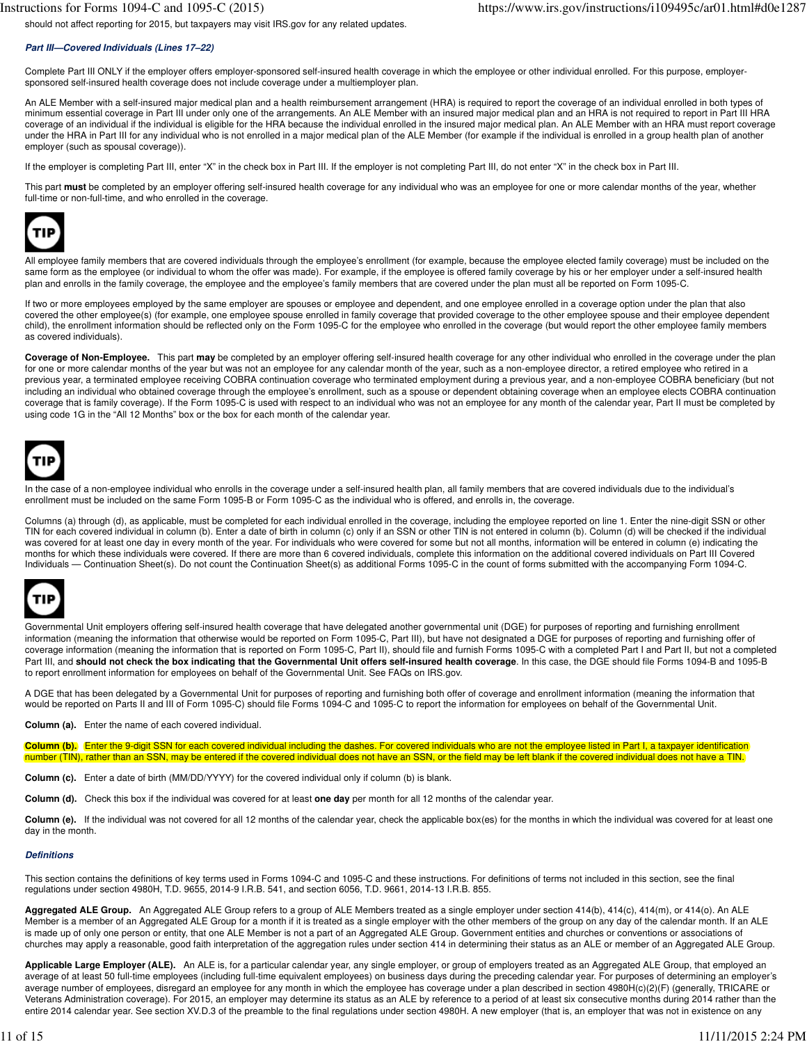should not affect reporting for 2015, but taxpayers may visit IRS.gov for any related updates.

### *Part III—Covered Individuals (Lines 17–22)*

Complete Part III ONLY if the employer offers employer-sponsored self-insured health coverage in which the employee or other individual enrolled. For this purpose, employer-sponsored self-insured health coverage does not include coverage under a multiemployer plan.

An ALE Member with a self-insured major medical plan and a health reimbursement arrangement (HRA) is required to report the coverage of an individual enrolled in both types of minimum essential coverage in Part III under only one of the arrangements. An ALE Member with an insured major medical plan and an HRA is not required to report in Part III HRA coverage of an individual if the individual is eligible for the HRA because the individual enrolled in the insured major medical plan. An ALE Member with an HRA must report coverage under the HRA in Part III for any individual who is not enrolled in a major medical plan of the ALE Member (for example if the individual is enrolled in a group health plan of another employer (such as spousal coverage)).

If the employer is completing Part III, enter "X" in the check box in Part III. If the employer is not completing Part III, do not enter "X" in the check box in Part III.

This part **must** be completed by an employer offering self-insured health coverage for any individual who was an employee for one or more calendar months of the year, whether full-time or non-full-time, and who enrolled in the coverage.

TIP

All employee family members that are covered individuals through the employee's enrollment (for example, because the employee elected family coverage) must be included on the same form as the employee (or individual to whom the offer was made). For example, if the employee is offered family coverage by his or her employer under a self-insured health plan and enrolls in the family coverage, the employee and the employee's family members that are covered under the plan must all be reported on Form 1095-C.

If two or more employees employed by the same employer are spouses or employee and dependent, and one employee enrolled in a coverage option under the plan that also covered the other employee(s) (for example, one employee spouse enrolled in family coverage that provided coverage to the other employee spouse and their employee dependent child), the enrollment information should be reflected only on the Form 1095-C for the employee who enrolled in the coverage (but would report the other employee family members as covered individuals).

**Coverage of Non-Employee.** This part **may** be completed by an employer offering self-insured health coverage for any other individual who enrolled in the coverage under the plan for one or more calendar months of the year but was not an employee for any calendar month of the year, such as a non-employee director, a retired employee who retired in a previous year, a terminated employee receiving COBRA continuation coverage who terminated employment during a previous year, and a non-employee COBRA beneficiary (but not including an individual who obtained coverage through the employee's enrollment, such as a spouse or dependent obtaining coverage when an employee elects COBRA continuation coverage that is family coverage). If the Form 1095-C is used with respect to an individual who was not an employee for any month of the calendar year, Part II must be completed by using code 1G in the "All 12 Months" box or the box for each month of the calendar year.

TIP

In the case of a non-employee individual who enrolls in the coverage under a self-insured health plan, all family members that are covered individuals due to the individual's enrollment must be included on the same Form 1095-B or Form 1095-C as the individual who is offered, and enrolls in, the coverage.

Columns (a) through (d), as applicable, must be completed for each individual enrolled in the coverage, including the employee reported on line 1. Enter the nine-digit SSN or other TIN for each covered individual in column (b). Enter a date of birth in column (c) only if an SSN or other TIN is not entered in column (b). Column (d) will be checked if the individual was covered for at least one day in every month of the year. For individuals who were covered for some but not all months, information will be entered in column (e) indicating the months for which these individuals were covered. If there are more than 6 covered individuals, complete this information on the additional covered individuals on Part III Covered Individuals — Continuation Sheet(s). Do not count the Continuation Sheet(s) as additional Forms 1095-C in the count of forms submitted with the accompanying Form 1094-C.

TIP

Governmental Unit employers offering self-insured health coverage that have delegated another governmental unit (DGE) for purposes of reporting and furnishing enrollment information (meaning the information that otherwise would be reported on Form 1095-C, Part III), but have not designated a DGE for purposes of reporting and furnishing offer of coverage information (meaning the information that is reported on Form 1095-C, Part II), should file and furnish Forms 1095-C with a completed Part I and Part II, but not a completed Part III, and **should not check the box indicating that the Governmental Unit offers self-insured health coverage**. In this case, the DGE should file Forms 1094-B and 1095-B to report enrollment information for employees on behalf of the Governmental Unit. See FAQs on IRS.gov.

A DGE that has been delegated by a Governmental Unit for purposes of reporting and furnishing both offer of coverage and enrollment information (meaning the information that would be reported on Parts II and III of Form 1095-C) should file Forms 1094-C and 1095-C to report the information for employees on behalf of the Governmental Unit.

**Column (a).** Enter the name of each covered individual.

**Column (b).** Enter the 9-digit SSN for each covered individual including the dashes. For covered individuals who are not the employee listed in Part I, a taxpayer identification number (TIN), rather than an SSN, may be entered if the covered individual does not have an SSN, or the field may be left blank if the covered individual does not have a TIN.

**Column (c).** Enter a date of birth (MM/DD/YYYY) for the covered individual only if column (b) is blank.

**Column (d).** Check this box if the individual was covered for at least **one day** per month for all 12 months of the calendar year.

**Column (e).** If the individual was not covered for all 12 months of the calendar year, check the applicable box(es) for the months in which the individual was covered for at least one day in the month.

### *Definitions*

This section contains the definitions of key terms used in Forms 1094-C and 1095-C and these instructions. For definitions of terms not included in this section, see the final regulations under section 4980H, T.D. 9655, 2014-9 I.R.B. 541, and section 6056, T.D. 9661, 2014-13 I.R.B. 855.

**Aggregated ALE Group.** An Aggregated ALE Group refers to a group of ALE Members treated as a single employer under section 414(b), 414(c), 414(m), or 414(o). An ALE Member is a member of an Aggregated ALE Group for a month if it is treated as a single employer with the other members of the group on any day of the calendar month. If an ALE is made up of only one person or entity, that one ALE Member is not a part of an Aggregated ALE Group. Government entities and churches or conventions or associations of churches may apply a reasonable, good faith interpretation of the aggregation rules under section 414 in determining their status as an ALE or member of an Aggregated ALE Group.

**Applicable Large Employer (ALE).** An ALE is, for a particular calendar year, any single employer, or group of employers treated as an Aggregated ALE Group, that employed an average of at least 50 full-time employees (including full-time equivalent employees) on business days during the preceding calendar year. For purposes of determining an employer's average number of employees, disregard an employee for any month in which the employee has coverage under a plan described in section 4980H(c)(2)(F) (generally, TRICARE or Veterans Administration coverage). For 2015, an employer may determine its status as an ALE by reference to a period of at least six consecutive months during 2014 rather than the entire 2014 calendar year. See section XV.D.3 of the preamble to the final regulations under section 4980H. A new employer (that is, an employer that was not in existence on any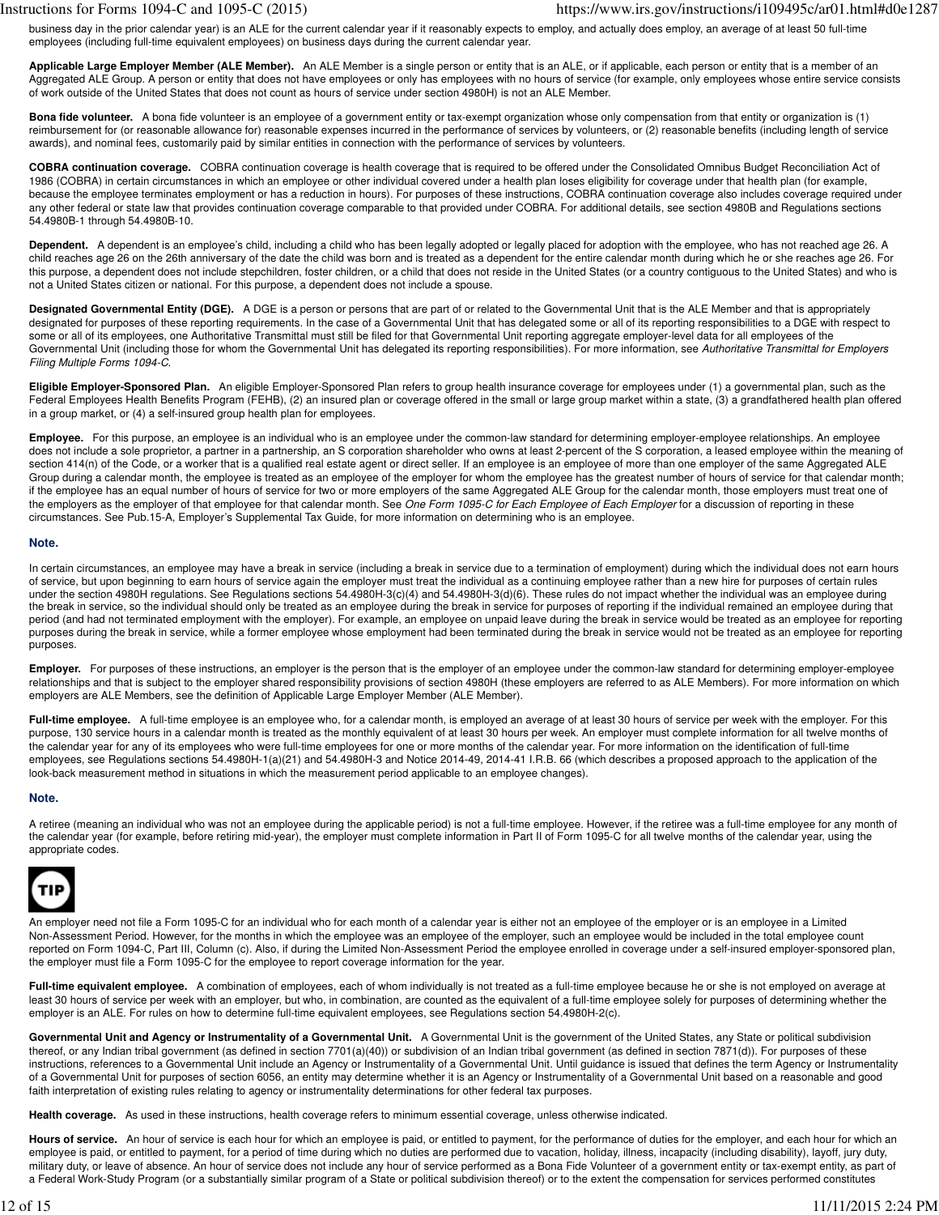business day in the prior calendar year) is an ALE for the current calendar year if it reasonably expects to employ, and actually does employ, an average of at least 50 full-time employees (including full-time equivalent employees) on business days during the current calendar year.

**Applicable Large Employer Member (ALE Member).** An ALE Member is a single person or entity that is an ALE, or if applicable, each person or entity that is a member of an Aggregated ALE Group. A person or entity that does not have employees or only has employees with no hours of service (for example, only employees whose entire service consists of work outside of the United States that does not count as hours of service under section 4980H) is not an ALE Member.

**Bona fide volunteer.** A bona fide volunteer is an employee of a government entity or tax-exempt organization whose only compensation from that entity or organization is (1) reimbursement for (or reasonable allowance for) reasonable expenses incurred in the performance of services by volunteers, or (2) reasonable benefits (including length of service awards), and nominal fees, customarily paid by similar entities in connection with the performance of services by volunteers.

**COBRA continuation coverage.** COBRA continuation coverage is health coverage that is required to be offered under the Consolidated Omnibus Budget Reconciliation Act of 1986 (COBRA) in certain circumstances in which an employee or other individual covered under a health plan loses eligibility for coverage under that health plan (for example, because the employee terminates employment or has a reduction in hours). For purposes of these instructions, COBRA continuation coverage also includes coverage required under any other federal or state law that provides continuation coverage comparable to that provided under COBRA. For additional details, see section 4980B and Regulations sections 54.4980B-1 through 54.4980B-10.

**Dependent.** A dependent is an employee's child, including a child who has been legally adopted or legally placed for adoption with the employee, who has not reached age 26. A child reaches age 26 on the 26th anniversary of the date the child was born and is treated as a dependent for the entire calendar month during which he or she reaches age 26. For this purpose, a dependent does not include stepchildren, foster children, or a child that does not reside in the United States (or a country contiguous to the United States) and who is not a United States citizen or national. For this purpose, a dependent does not include a spouse.

**Designated Governmental Entity (DGE).** A DGE is a person or persons that are part of or related to the Governmental Unit that is the ALE Member and that is appropriately designated for purposes of these reporting requirements. In the case of a Governmental Unit that has delegated some or all of its reporting responsibilities to a DGE with respect to some or all of its employees, one Authoritative Transmittal must still be filed for that Governmental Unit reporting aggregate employer-level data for all employees of the Governmental Unit (including those for whom the Governmental Unit has delegated its reporting responsibilities). For more information, see *Authoritative Transmittal for Employers Filing Multiple Forms 1094-C*.

**Eligible Employer-Sponsored Plan.** An eligible Employer-Sponsored Plan refers to group health insurance coverage for employees under (1) a governmental plan, such as the Federal Employees Health Benefits Program (FEHB), (2) an insured plan or coverage offered in the small or large group market within a state, (3) a grandfathered health plan offered in a group market, or (4) a self-insured group health plan for employees.

**Employee.** For this purpose, an employee is an individual who is an employee under the common-law standard for determining employer-employee relationships. An employee does not include a sole proprietor, a partner in a partnership, an S corporation shareholder who owns at least 2-percent of the S corporation, a leased employee within the meaning of section 414(n) of the Code, or a worker that is a qualified real estate agent or direct seller. If an employee is an employee of more than one employer of the same Aggregated ALE Group during a calendar month, the employee is treated as an employee of the employer for whom the employee has the greatest number of hours of service for that calendar month; if the employee has an equal number of hours of service for two or more employers of the same Aggregated ALE Group for the calendar month, those employers must treat one of the employers as the employer of that employee for that calendar month. See *One Form 1095-C for Each Employee of Each Employer* for a discussion of reporting in these circumstances. See Pub.15-A, Employer's Supplemental Tax Guide, for more information on determining who is an employee.

**Note.**

In certain circumstances, an employee may have a break in service (including a break in service due to a termination of employment) during which the individual does not earn hours of service, but upon beginning to earn hours of service again the employer must treat the individual as a continuing employee rather than a new hire for purposes of certain rules under the section 4980H regulations. See Regulations sections 54.4980H-3(c)(4) and 54.4980H-3(d)(6). These rules do not impact whether the individual was an employee during the break in service, so the individual should only be treated as an employee during the break in service for purposes of reporting if the individual remained an employee during that period (and had not terminated employment with the employer). For example, an employee on unpaid leave during the break in service would be treated as an employee for reporting purposes during the break in service, while a former employee whose employment had been terminated during the break in service would not be treated as an employee for reporting purposes.

**Employer.** For purposes of these instructions, an employer is the person that is the employer of an employee under the common-law standard for determining employer-employee relationships and that is subject to the employer shared responsibility provisions of section 4980H (these employers are referred to as ALE Members). For more information on which employers are ALE Members, see the definition of Applicable Large Employer Member (ALE Member).

**Full-time employee.** A full-time employee is an employee who, for a calendar month, is employed an average of at least 30 hours of service per week with the employer. For this purpose, 130 service hours in a calendar month is treated as the monthly equivalent of at least 30 hours per week. An employer must complete information for all twelve months of the calendar year for any of its employees who were full-time employees for one or more months of the calendar year. For more information on the identification of full-time employees, see Regulations sections 54.4980H-1(a)(21) and 54.4980H-3 and Notice 2014-49, 2014-41 I.R.B. 66 (which describes a proposed approach to the application of the look-back measurement method in situations in which the measurement period applicable to an employee changes).

**Note.**

A retiree (meaning an individual who was not an employee during the applicable period) is not a full-time employee. However, if the retiree was a full-time employee for any month of the calendar year (for example, before retiring mid-year), the employer must complete information in Part II of Form 1095-C for all twelve months of the calendar year, using the appropriate codes.

**TIP**

An employer need not file a Form 1095-C for an individual who for each month of a calendar year is either not an employee of the employer or is an employee in a Limited Non-Assessment Period. However, for the months in which the employee was an employee of the employer, such an employee would be included in the total employee count reported on Form 1094-C, Part III, Column (c). Also, if during the Limited Non-Assessment Period the employee enrolled in coverage under a self-insured employer-sponsored plan, the employer must file a Form 1095-C for the employee to report coverage information for the year.

**Full-time equivalent employee.** A combination of employees, each of whom individually is not treated as a full-time employee because he or she is not employed on average at least 30 hours of service per week with an employer, but who, in combination, are counted as the equivalent of a full-time employee solely for purposes of determining whether the employer is an ALE. For rules on how to determine full-time equivalent employees, see Regulations section 54.4980H-2(c).

**Governmental Unit and Agency or Instrumentality of a Governmental Unit.** A Governmental Unit is the government of the United States, any State or political subdivision thereof, or any Indian tribal government (as defined in section 7701(a)(40)) or subdivision of an Indian tribal government (as defined in section 7871(d)). For purposes of these instructions, references to a Governmental Unit include an Agency or Instrumentality of a Governmental Unit. Until guidance is issued that defines the term Agency or Instrumentality of a Governmental Unit for purposes of section 6056, an entity may determine whether it is an Agency or Instrumentality of a Governmental Unit based on a reasonable and good faith interpretation of existing rules relating to agency or instrumentality determinations for other federal tax purposes.

**Health coverage.** As used in these instructions, health coverage refers to minimum essential coverage, unless otherwise indicated.

**Hours of service.** An hour of service is each hour for which an employee is paid, or entitled to payment, for the performance of duties for the employer, and each hour for which an employee is paid, or entitled to payment, for a period of time during which no duties are performed due to vacation, holiday, illness, incapacity (including disability), layoff, jury duty, military duty, or leave of absence. An hour of service does not include any hour of service performed as a Bona Fide Volunteer of a government entity or tax-exempt entity, as part of a Federal Work-Study Program (or a substantially similar program of a State or political subdivision thereof) or to the extent the compensation for services performed constitutes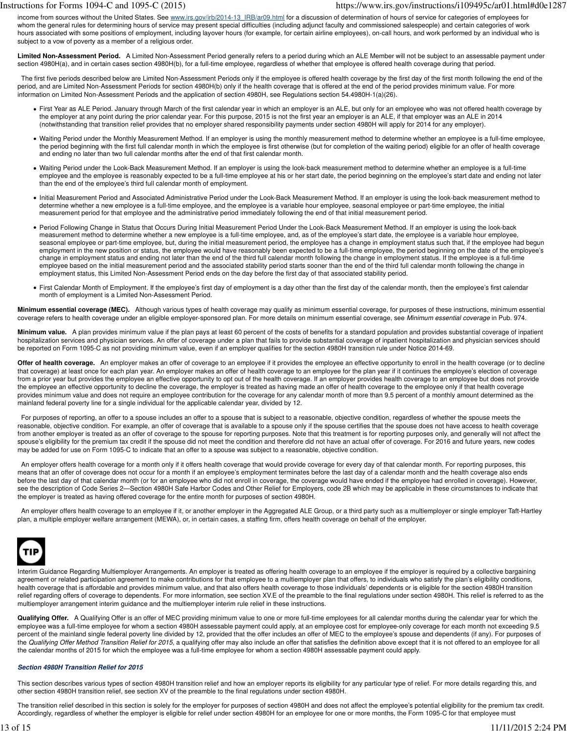income from sources without the United States. See www.irs.gov/irb/2014-13_IRB/ar09.html for a discussion of determination of hours of service for categories of employees for whom the general rules for determining hours of service may present special difficulties (including adjunct faculty and commissioned salespeople) and certain categories of work hours associated with some positions of employment, including layover hours (for example, for certain airline employees), on-call hours, and work performed by an individual who is subject to a vow of poverty as a member of a religious order.

**Limited Non-Assessment Period.** A Limited Non-Assessment Period generally refers to a period during which an ALE Member will not be subject to an assessable payment under section 4980H(a), and in certain cases section 4980H(b), for a full-time employee, regardless of whether that employee is offered health coverage during that period.

The first five periods described below are Limited Non-Assessment Periods only if the employee is offered health coverage by the first day of the first month following the end of the period, and are Limited Non-Assessment Periods for section 4980H(b) only if the health coverage that is offered at the end of the period provides minimum value. For more information on Limited Non-Assessment Periods and the application of section 4980H, see Regulations section 54.4980H-1(a)(26).

- First Year as ALE Period. January through March of the first calendar year in which an employer is an ALE, but only for an employee who was not offered health coverage by the employer at any point during the prior calendar year. For this purpose, 2015 is not the first year an employer is an ALE, if that employer was an ALE in 2014 (notwithstanding that transition relief provides that no employer shared responsibility payments under section 4980H will apply for 2014 for any employer).
- Waiting Period under the Monthly Measurement Method. If an employer is using the monthly measurement method to determine whether an employee is a full-time employee, the period beginning with the first full calendar month in which the employee is first otherwise (but for completion of the waiting period) eligible for an offer of health coverage and ending no later than two full calendar months after the end of that first calendar month.
- Waiting Period under the Look-Back Measurement Method. If an employer is using the look-back measurement method to determine whether an employee is a full-time employee and the employee is reasonably expected to be a full-time employee at his or her start date, the period beginning on the employee's start date and ending not later than the end of the employee's third full calendar month of employment.
- Initial Measurement Period and Associated Administrative Period under the Look-Back Measurement Method. If an employer is using the look-back measurement method to determine whether a new employee is a full-time employee, and the employee is a variable hour employee, seasonal employee or part-time employee, the initial measurement period for that employee and the administrative period immediately following the end of that initial measurement period.
- Period Following Change in Status that Occurs During Initial Measurement Period Under the Look-Back Measurement Method. If an employer is using the look-back measurement method to determine whether a new employee is a full-time employee, and, as of the employee's start date, the employee is a variable hour employee, seasonal employee or part-time employee, but, during the initial measurement period, the employee has a change in employment status such that, if the employee had begun employment in the new position or status, the employee would have reasonably been expected to be a full-time employee, the period beginning on the date of the employee's change in employment status and ending not later than the end of the third full calendar month following the change in employment status. If the employee is a full-time employee based on the initial measurement period and the associated stability period starts sooner than the end of the third full calendar month following the change in employment status, this Limited Non-Assessment Period ends on the day before the first day of that associated stability period.
- First Calendar Month of Employment. If the employee's first day of employment is a day other than the first day of the calendar month, then the employee's first calendar month of employment is a Limited Non-Assessment Period.

**Minimum essential coverage (MEC).** Although various types of health coverage may qualify as minimum essential coverage, for purposes of these instructions, minimum essential coverage refers to health coverage under an eligible employer-sponsored plan. For more details on minimum essential coverage, see *Minimum essential coverage* in Pub. 974.

**Minimum value.** A plan provides minimum value if the plan pays at least 60 percent of the costs of benefits for a standard population and provides substantial coverage of inpatient hospitalization services and physician services. An offer of coverage under a plan that fails to provide substantial coverage of inpatient hospitalization and physician services should be reported on Form 1095-C as not providing minimum value, even if an employer qualifies for the section 4980H transition rule under Notice 2014-69.

**Offer of health coverage.** An employer makes an offer of coverage to an employee if it provides the employee an effective opportunity to enroll in the health coverage (or to decline that coverage) at least once for each plan year. An employer makes an offer of health coverage to an employee for the plan year if it continues the employee's election of coverage from a prior year but provides the employee an effective opportunity to opt out of the health coverage. If an employer provides health coverage to an employee but does not provide the employee an effective opportunity to decline the coverage, the employer is treated as having made an offer of health coverage to the employee only if that health coverage provides minimum value and does not require an employee contribution for the coverage for any calendar month of more than 9.5 percent of a monthly amount determined as the mainland federal poverty line for a single individual for the applicable calendar year, divided by 12.

For purposes of reporting, an offer to a spouse includes an offer to a spouse that is subject to a reasonable, objective condition, regardless of whether the spouse meets the reasonable, objective condition. For example, an offer of coverage that is available to a spouse only if the spouse certifies that the spouse does not have access to health coverage from another employer is treated as an offer of coverage to the spouse for reporting purposes. Note that this treatment is for reporting purposes only, and generally will not affect the spouse's eligibility for the premium tax credit if the spouse did not meet the condition and therefore did not have an actual offer of coverage. For 2016 and future years, new codes may be added for use on Form 1095-C to indicate that an offer to a spouse was subject to a reasonable, objective condition.

An employer offers health coverage for a month only if it offers health coverage that would provide coverage for every day of that calendar month. For reporting purposes, this means that an offer of coverage does not occur for a month if an employee's employment terminates before the last day of a calendar month and the health coverage also ends before the last day of that calendar month (or for an employee who did not enroll in coverage, the coverage would have ended if the employee had enrolled in coverage). However, see the description of Code Series 2—Section 4980H Safe Harbor Codes and Other Relief for Employers, code 2B which may be applicable in these circumstances to indicate that the employer is treated as having offered coverage for the entire month for purposes of section 4980H.

An employer offers health coverage to an employee if it, or another employer in the Aggregated ALE Group, or a third party such as a multiemployer or single employer Taft-Hartley plan, a multiple employer welfare arrangement (MEWA), or, in certain cases, a staffing firm, offers health coverage on behalf of the employer.

**TIP**

Interim Guidance Regarding Multiemployer Arrangements. An employer is treated as offering health coverage to an employee if the employer is required by a collective bargaining agreement or related participation agreement to make contributions for that employee to a multiemployer plan that offers, to individuals who satisfy the plan's eligibility conditions, health coverage that is affordable and provides minimum value, and that also offers health coverage to those individuals' dependents or is eligible for the section 4980H transition relief regarding offers of coverage to dependents. For more information, see section XV.E of the preamble to the final regulations under section 4980H. This relief is referred to as the multiemployer arrangement interim guidance and the multiemployer interim rule relief in these instructions.

**Qualifying Offer.** A Qualifying Offer is an offer of MEC providing minimum value to one or more full-time employees for all calendar months during the calendar year for which the employee was a full-time employee for whom a section 4980H assessable payment could apply, at an employee cost for employee-only coverage for each month not exceeding 9.5 percent of the mainland single federal poverty line divided by 12, provided that the offer includes an offer of MEC to the employee's spouse and dependents (if any). For purposes of the *Qualifying Offer Method Transition Relief for 2015*, a qualifying offer may also include an offer that satisfies the definition above except that it is not offered to an employee for all the calendar months of 2015 for which the employee was a full-time employee for whom a section 4980H assessable payment could apply.

### *Section 4980H Transition Relief for 2015*

This section describes various types of section 4980H transition relief and how an employer reports its eligibility for any particular type of relief. For more details regarding this, and other section 4980H transition relief, see section XV of the preamble to the final regulations under section 4980H.

The transition relief described in this section is solely for the employer for purposes of section 4980H and does not affect the employee's potential eligibility for the premium tax credit. Accordingly, regardless of whether the employer is eligible for relief under section 4980H for an employee for one or more months, the Form 1095-C for that employee must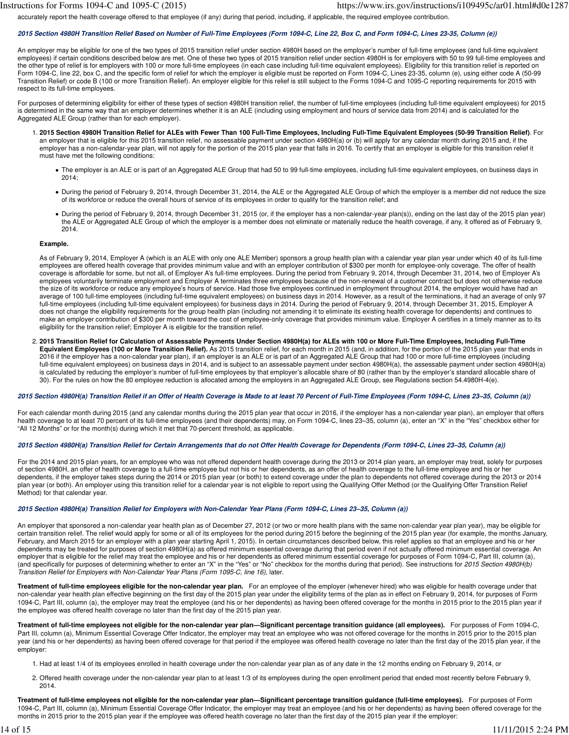accurately report the health coverage offered to that employee (if any) during that period, including, if applicable, the required employee contribution.

#### *2015 Section 4980H Transition Relief Based on Number of Full-Time Employees (Form 1094-C, Line 22, Box C, and Form 1094-C, Lines 23-35, Column (e))*

An employer may be eligible for one of the two types of 2015 transition relief under section 4980H based on the employer's number of full-time employees (and full-time equivalent employees) if certain conditions described below are met. One of these two types of 2015 transition relief under section 4980H is for employers with 50 to 99 full-time employees and the other type of relief is for employers with 100 or more full-time employees (in each case including full-time equivalent employees). Eligibility for this transition relief is reported on Form 1094-C, Line 22, box C, and the specific form of relief for which the employer is eligible must be reported on Form 1094-C, Lines 23-35, column (e), using either code A (50-99 Transition Relief) or code B (100 or more Transition Relief). An employer eligible for this relief is still subject to the Forms 1094-C and 1095-C reporting requirements for 2015 with respect to its full-time employees.

For purposes of determining eligibility for either of these types of section 4980H transition relief, the number of full-time employees (including full-time equivalent employees) for 2015 is determined in the same way that an employer determines whether it is an ALE (including using employment and hours of service data from 2014) and is calculated for the Aggregated ALE Group (rather than for each employer).

1. **2015 Section 4980H Transition Relief for ALEs with Fewer Than 100 Full-Time Employees, Including Full-Time Equivalent Employees (50-99 Transition Relief)**. For an employer that is eligible for this 2015 transition relief, no assessable payment under section 4980H(a) or (b) will apply for any calendar month during 2015 and, if the employer has a non-calendar-year plan, will not apply for the portion of the 2015 plan year that falls in 2016. To certify that an employer is eligible for this transition relief it must have met the following conditions:

   - The employer is an ALE or is part of an Aggregated ALE Group that had 50 to 99 full-time employees, including full-time equivalent employees, on business days in 2014;
   - During the period of February 9, 2014, through December 31, 2014, the ALE or the Aggregated ALE Group of which the employer is a member did not reduce the size of its workforce or reduce the overall hours of service of its employees in order to qualify for the transition relief; and
   - During the period of February 9, 2014, through December 31, 2015 (or, if the employer has a non-calendar-year plan(s)), ending on the last day of the 2015 plan year) the ALE or Aggregated ALE Group of which the employer is a member does not eliminate or materially reduce the health coverage, if any, it offered as of February 9, 2014.

   **Example.**

   As of February 9, 2014, Employer A (which is an ALE with only one ALE Member) sponsors a group health plan with a calendar year plan year under which 40 of its full-time employees are offered health coverage that provides minimum value and with an employer contribution of $300 per month for employee-only coverage. The offer of health coverage is affordable for some, but not all, of Employer A's full-time employees. During the period from February 9, 2014, through December 31, 2014, two of Employer A's employees voluntarily terminate employment and Employer A terminates three employees because of the non-renewal of a customer contract but does not otherwise reduce the size of its workforce or reduce any employee's hours of service. Had those five employees continued in employment throughout 2014, the employer would have had an average of 100 full-time employees (including full-time equivalent employees) on business days in 2014. However, as a result of the terminations, it had an average of only 97 full-time employees (including full-time equivalent employees) for business days in 2014. During the period of February 9, 2014, through December 31, 2015, Employer A does not change the eligibility requirements for the group health plan (including not amending it to eliminate its existing health coverage for dependents) and continues to make an employer contribution of $300 per month toward the cost of employee-only coverage that provides minimum value. Employer A certifies in a timely manner as to its eligibility for the transition relief; Employer A is eligible for the transition relief.

2. **2015 Transition Relief for Calculation of Assessable Payments Under Section 4980H(a) for ALEs with 100 or More Full-Time Employees, Including Full-Time Equivalent Employees (100 or More Transition Relief).** As 2015 transition relief, for each month in 2015 (and, in addition, for the portion of the 2015 plan year that ends in 2016 if the employer has a non-calendar year plan), if an employer is an ALE or is part of an Aggregated ALE Group that had 100 or more full-time employees (including full-time equivalent employees) on business days in 2014, and is subject to an assessable payment under section 4980H(a), the assessable payment under section 4980H(a) is calculated by reducing the employer's number of full-time employees by that employer's allocable share of 80 (rather than by the employer's standard allocable share of 30). For the rules on how the 80 employee reduction is allocated among the employers in an Aggregated ALE Group, see Regulations section 54.4980H-4(e).

#### *2015 Section 4980H(a) Transition Relief if an Offer of Health Coverage is Made to at least 70 Percent of Full-Time Employees (Form 1094-C, Lines 23–35, Column (a))*

For each calendar month during 2015 (and any calendar months during the 2015 plan year that occur in 2016, if the employer has a non-calendar year plan), an employer that offers health coverage to at least 70 percent of its full-time employees (and their dependents) may, on Form 1094-C, lines 23–35, column (a), enter an "X" in the "Yes" checkbox either for "All 12 Months" or for the month(s) during which it met that 70-percent threshold, as applicable.

#### *2015 Section 4980H(a) Transition Relief for Certain Arrangements that do not Offer Health Coverage for Dependents (Form 1094-C, Lines 23–35, Column (a))*

For the 2014 and 2015 plan years, for an employee who was not offered dependent health coverage during the 2013 or 2014 plan years, an employer may treat, solely for purposes of section 4980H, an offer of health coverage to a full-time employee but not his or her dependents, as an offer of health coverage to the full-time employee and his or her dependents, if the employer takes steps during the 2014 or 2015 plan year (or both) to extend coverage under the plan to dependents not offered coverage during the 2013 or 2014 plan year (or both). An employer using this transition relief for a calendar year is not eligible to report using the Qualifying Offer Method (or the Qualifying Offer Transition Relief Method) for that calendar year.

#### *2015 Section 4980H(a) Transition Relief for Employers with Non-Calendar Year Plans (Form 1094-C, Lines 23–35, Column (a))*

An employer that sponsored a non-calendar year health plan as of December 27, 2012 (or two or more health plans with the same non-calendar year plan year), may be eligible for certain transition relief. The relief would apply for some or all of its employees for the period during 2015 before the beginning of the 2015 plan year (for example, the months January, February, and March 2015 for an employer with a plan year starting April 1, 2015). In certain circumstances described below, this relief applies so that an employee and his or her dependents may be treated for purposes of section 4980H(a) as offered minimum essential coverage during that period even if not actually offered minimum essential coverage. An employer that is eligible for the relief may treat the employee and his or her dependents as offered minimum essential coverage for purposes of Form 1094-C, Part III, column (a), (and specifically for purposes of determining whether to enter an "X" in the "Yes" or "No" checkbox for the months during that period). See instructions for *2015 Section 4980H(b) Transition Relief for Employers with Non-Calendar Year Plans (Form 1095-C, line 16)*, later.

**Treatment of full-time employees eligible for the non-calendar year plan.** For an employee of the employer (whenever hired) who was eligible for health coverage under that non-calendar year health plan effective beginning on the first day of the 2015 plan year under the eligibility terms of the plan as in effect on February 9, 2014, for purposes of Form 1094-C, Part III, column (a), the employer may treat the employee (and his or her dependents) as having been offered coverage for the months in 2015 prior to the 2015 plan year if the employee was offered health coverage no later than the first day of the 2015 plan year.

**Treatment of full-time employees not eligible for the non-calendar year plan—Significant percentage transition guidance (all employees).** For purposes of Form 1094-C, Part III, column (a), Minimum Essential Coverage Offer Indicator, the employer may treat an employee who was not offered coverage for the months in 2015 prior to the 2015 plan year (and his or her dependents) as having been offered coverage for that period if the employee was offered health coverage no later than the first day of the 2015 plan year, if the employer:

1. Had at least 1/4 of its employees enrolled in health coverage under the non-calendar year plan as of any date in the 12 months ending on February 9, 2014, or
2. Offered health coverage under the non-calendar year plan to at least 1/3 of its employees during the open enrollment period that ended most recently before February 9, 2014.

**Treatment of full-time employees not eligible for the non-calendar year plan—Significant percentage transition guidance (full-time employees).** For purposes of Form 1094-C, Part III, column (a), Minimum Essential Coverage Offer Indicator, the employer may treat an employee (and his or her dependents) as having been offered coverage for the months in 2015 prior to the 2015 plan year if the employee was offered health coverage no later than the first day of the 2015 plan year if the employer: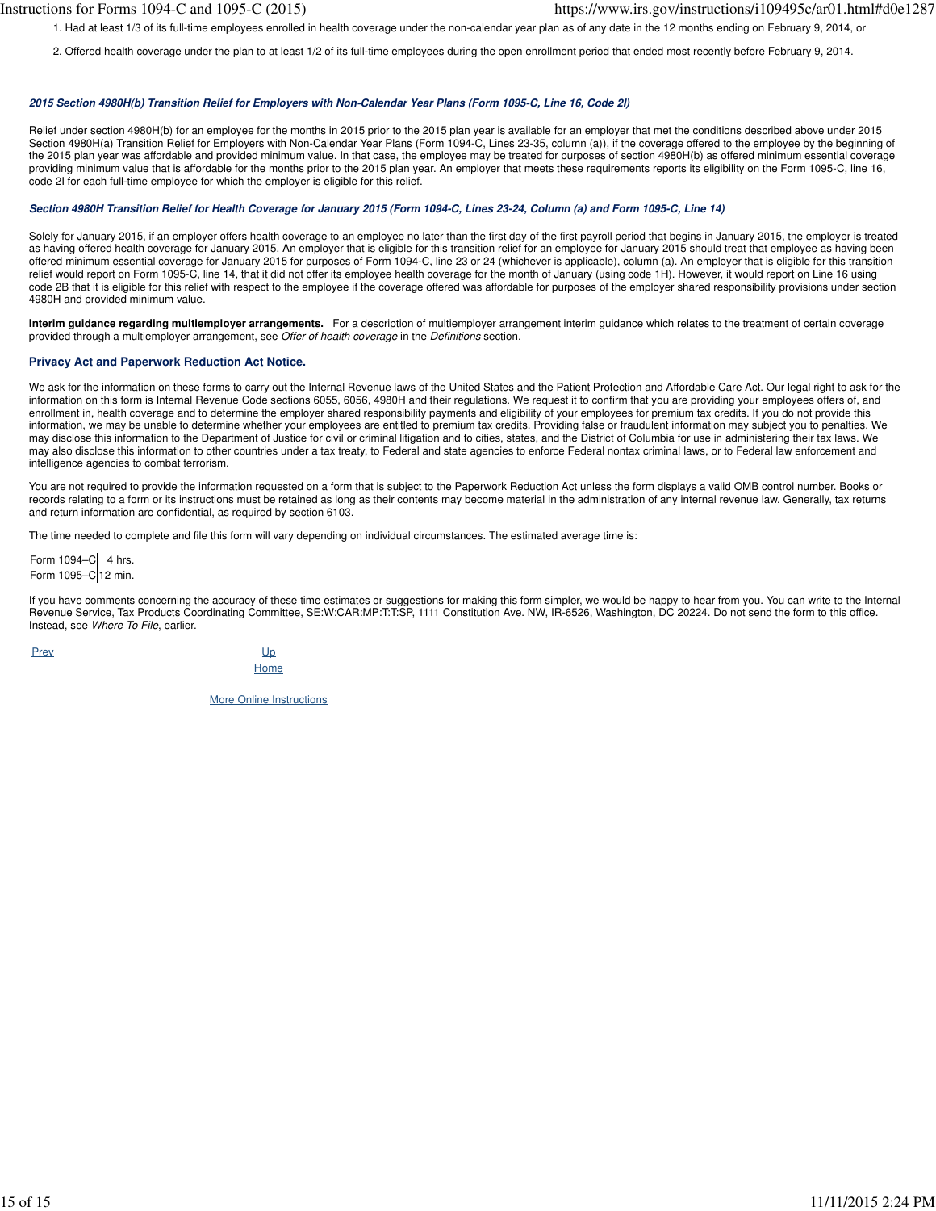1. Had at least 1/3 of its full-time employees enrolled in health coverage under the non-calendar year plan as of any date in the 12 months ending on February 9, 2014, or

2. Offered health coverage under the plan to at least 1/2 of its full-time employees during the open enrollment period that ended most recently before February 9, 2014.

#### *2015 Section 4980H(b) Transition Relief for Employers with Non-Calendar Year Plans (Form 1095-C, Line 16, Code 2I)*

Relief under section 4980H(b) for an employee for the months in 2015 prior to the 2015 plan year is available for an employer that met the conditions described above under 2015 Section 4980H(a) Transition Relief for Employers with Non-Calendar Year Plans (Form 1094-C, Lines 23-35, column (a)), if the coverage offered to the employee by the beginning of the 2015 plan year was affordable and provided minimum value. In that case, the employee may be treated for purposes of section 4980H(b) as offered minimum essential coverage providing minimum value that is affordable for the months prior to the 2015 plan year. An employer that meets these requirements reports its eligibility on the Form 1095-C, line 16, code 2I for each full-time employee for which the employer is eligible for this relief.

#### *Section 4980H Transition Relief for Health Coverage for January 2015 (Form 1094-C, Lines 23-24, Column (a) and Form 1095-C, Line 14)*

Solely for January 2015, if an employer offers health coverage to an employee no later than the first day of the first payroll period that begins in January 2015, the employer is treated as having offered health coverage for January 2015. An employer that is eligible for this transition relief for an employee for January 2015 should treat that employee as having been offered minimum essential coverage for January 2015 for purposes of Form 1094-C, line 23 or 24 (whichever is applicable), column (a). An employer that is eligible for this transition relief would report on Form 1095-C, line 14, that it did not offer its employee health coverage for the month of January (using code 1H). However, it would report on Line 16 using code 2B that it is eligible for this relief with respect to the employee if the coverage offered was affordable for purposes of the employer shared responsibility provisions under section 4980H and provided minimum value.

**Interim guidance regarding multiemployer arrangements.** For a description of multiemployer arrangement interim guidance which relates to the treatment of certain coverage provided through a multiemployer arrangement, see *Offer of health coverage* in the *Definitions* section.

### Privacy Act and Paperwork Reduction Act Notice.

We ask for the information on these forms to carry out the Internal Revenue laws of the United States and the Patient Protection and Affordable Care Act. Our legal right to ask for the information on this form is Internal Revenue Code sections 6055, 6056, 4980H and their regulations. We request it to confirm that you are providing your employees offers of, and enrollment in, health coverage and to determine the employer shared responsibility payments and eligibility of your employees for premium tax credits. If you do not provide this information, we may be unable to determine whether your employees are entitled to premium tax credits. Providing false or fraudulent information may subject you to penalties. We may disclose this information to the Department of Justice for civil or criminal litigation and to cities, states, and the District of Columbia for use in administering their tax laws. We may also disclose this information to other countries under a tax treaty, to Federal and state agencies to enforce Federal nontax criminal laws, or to Federal law enforcement and intelligence agencies to combat terrorism.

You are not required to provide the information requested on a form that is subject to the Paperwork Reduction Act unless the form displays a valid OMB control number. Books or records relating to a form or its instructions must be retained as long as their contents may become material in the administration of any internal revenue law. Generally, tax returns and return information are confidential, as required by section 6103.

The time needed to complete and file this form will vary depending on individual circumstances. The estimated average time is:

| | |
|---|---|
| Form 1094–C | 4 hrs. |
| Form 1095–C | 12 min. |

If you have comments concerning the accuracy of these time estimates or suggestions for making this form simpler, we would be happy to hear from you. You can write to the Internal Revenue Service, Tax Products Coordinating Committee, SE:W:CAR:MP:T:T:SP, 1111 Constitution Ave. NW, IR-6526, Washington, DC 20224. Do not send the form to this office. Instead, see *Where To File*, earlier.

Prev Up
Home

More Online Instructions